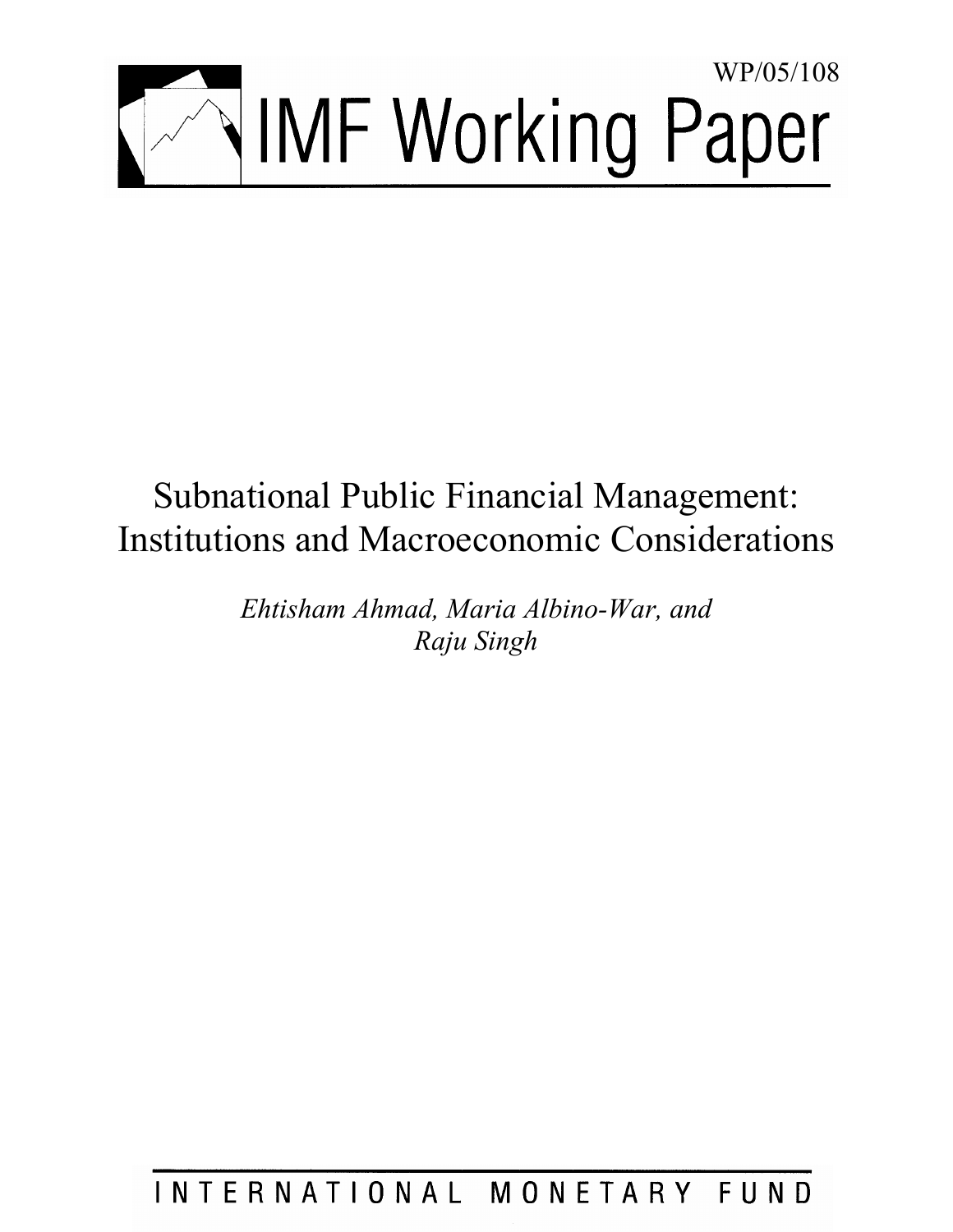WP/05/108

# IMF Working Paper

# Subnational Public Financial Management: Institutions and Macroeconomic Considerations

*Ehtisham Ahmad, Maria Albino-War, and Raju Singh*

INTERNATIONAL MONETARY FUND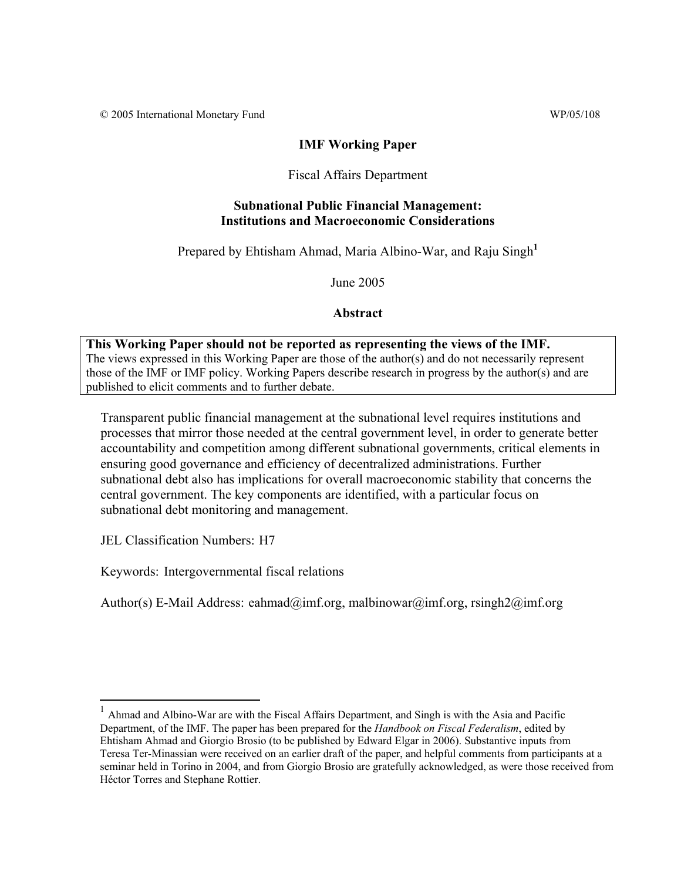© 2005 International Monetary Fund WP/05/108

**IMF Working Paper**

Fiscal Affairs Department

**Subnational Public Financial Management: Institutions and Macroeconomic Considerations**

Prepared by Ehtisham Ahmad, Maria Albino-War, and Raju Singh[1]

June 2005

**Abstract**

**This Working Paper should not be reported as representing the views of the IMF.**
The views expressed in this Working Paper are those of the author(s) and do not necessarily represent those of the IMF or IMF policy. Working Papers describe research in progress by the author(s) and are published to elicit comments and to further debate.

Transparent public financial management at the subnational level requires institutions and processes that mirror those needed at the central government level, in order to generate better accountability and competition among different subnational governments, critical elements in ensuring good governance and efficiency of decentralized administrations. Further subnational debt also has implications for overall macroeconomic stability that concerns the central government. The key components are identified, with a particular focus on subnational debt monitoring and management.

JEL Classification Numbers: H7

Keywords: Intergovernmental fiscal relations

Author(s) E-Mail Address: eahmad@imf.org, malbinowar@imf.org, rsingh2@imf.org

[1] Ahmad and Albino-War are with the Fiscal Affairs Department, and Singh is with the Asia and Pacific Department, of the IMF. The paper has been prepared for the *Handbook on Fiscal Federalism*, edited by Ehtisham Ahmad and Giorgio Brosio (to be published by Edward Elgar in 2006). Substantive inputs from Teresa Ter-Minassian were received on an earlier draft of the paper, and helpful comments from participants at a seminar held in Torino in 2004, and from Giorgio Brosio are gratefully acknowledged, as were those received from Héctor Torres and Stephane Rottier.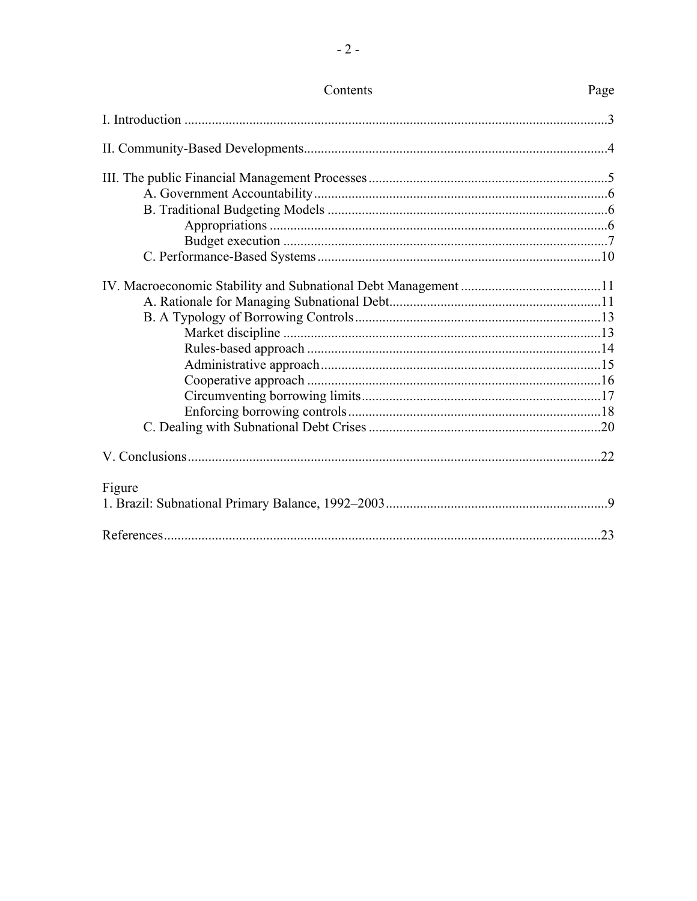Contents Page

I. Introduction ....................................................................................................................... 3

II. Community-Based Developments ...................................................................................... 4

III. The public Financial Management Processes .................................................................... 5
- A. Government Accountability ....................................................................................... 6
- B. Traditional Budgeting Models ..................................................................................... 6
  - Appropriations .................................................................................................... 6
  - Budget execution ................................................................................................. 7
- C. Performance-Based Systems ..................................................................................... 10

IV. Macroeconomic Stability and Subnational Debt Management ......................................... 11
- A. Rationale for Managing Subnational Debt ................................................................ 11
- B. A Typology of Borrowing Controls .......................................................................... 13
  - Market discipline .............................................................................................. 13
  - Rules-based approach ....................................................................................... 14
  - Administrative approach ................................................................................... 15
  - Cooperative approach ....................................................................................... 16
  - Circumventing borrowing limits ......................................................................... 17
  - Enforcing borrowing controls ............................................................................ 18
- C. Dealing with Subnational Debt Crises ...................................................................... 20

V. Conclusions ...................................................................................................................... 22

Figure
1. Brazil: Subnational Primary Balance, 1992–2003 .................................................................. 9

References .............................................................................................................................. 23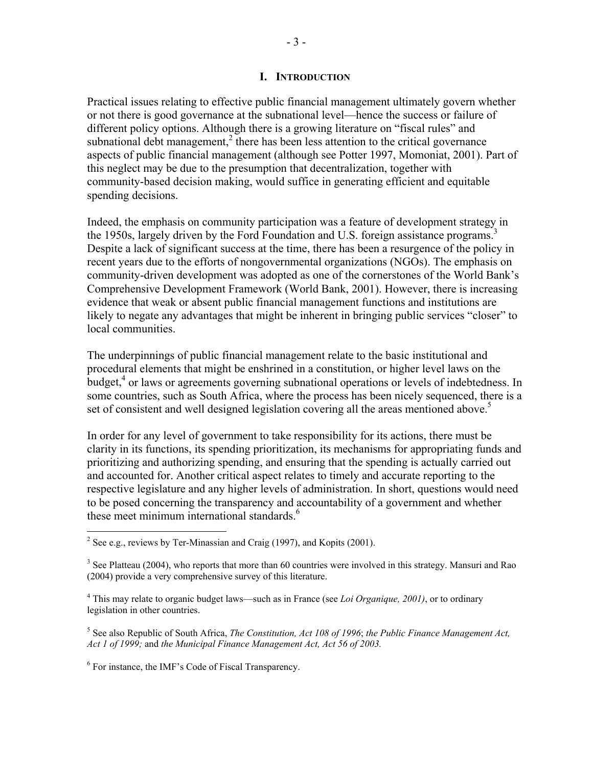# I. INTRODUCTION

Practical issues relating to effective public financial management ultimately govern whether or not there is good governance at the subnational level—hence the success or failure of different policy options. Although there is a growing literature on "fiscal rules" and subnational debt management,[2] there has been less attention to the critical governance aspects of public financial management (although see Potter 1997, Momoniat, 2001). Part of this neglect may be due to the presumption that decentralization, together with community-based decision making, would suffice in generating efficient and equitable spending decisions.

Indeed, the emphasis on community participation was a feature of development strategy in the 1950s, largely driven by the Ford Foundation and U.S. foreign assistance programs.[3] Despite a lack of significant success at the time, there has been a resurgence of the policy in recent years due to the efforts of nongovernmental organizations (NGOs). The emphasis on community-driven development was adopted as one of the cornerstones of the World Bank's Comprehensive Development Framework (World Bank, 2001). However, there is increasing evidence that weak or absent public financial management functions and institutions are likely to negate any advantages that might be inherent in bringing public services "closer" to local communities.

The underpinnings of public financial management relate to the basic institutional and procedural elements that might be enshrined in a constitution, or higher level laws on the budget,[4] or laws or agreements governing subnational operations or levels of indebtedness. In some countries, such as South Africa, where the process has been nicely sequenced, there is a set of consistent and well designed legislation covering all the areas mentioned above.[5]

In order for any level of government to take responsibility for its actions, there must be clarity in its functions, its spending prioritization, its mechanisms for appropriating funds and prioritizing and authorizing spending, and ensuring that the spending is actually carried out and accounted for. Another critical aspect relates to timely and accurate reporting to the respective legislature and any higher levels of administration. In short, questions would need to be posed concerning the transparency and accountability of a government and whether these meet minimum international standards.[6]

---

[2] See e.g., reviews by Ter-Minassian and Craig (1997), and Kopits (2001).

[3] See Platteau (2004), who reports that more than 60 countries were involved in this strategy. Mansuri and Rao (2004) provide a very comprehensive survey of this literature.

[4] This may relate to organic budget laws—such as in France (see *Loi Organique, 2001)*, or to ordinary legislation in other countries.

[5] See also Republic of South Africa, *The Constitution, Act 108 of 1996*; *the Public Finance Management Act, Act 1 of 1999;* and *the Municipal Finance Management Act, Act 56 of 2003.*

[6] For instance, the IMF's Code of Fiscal Transparency.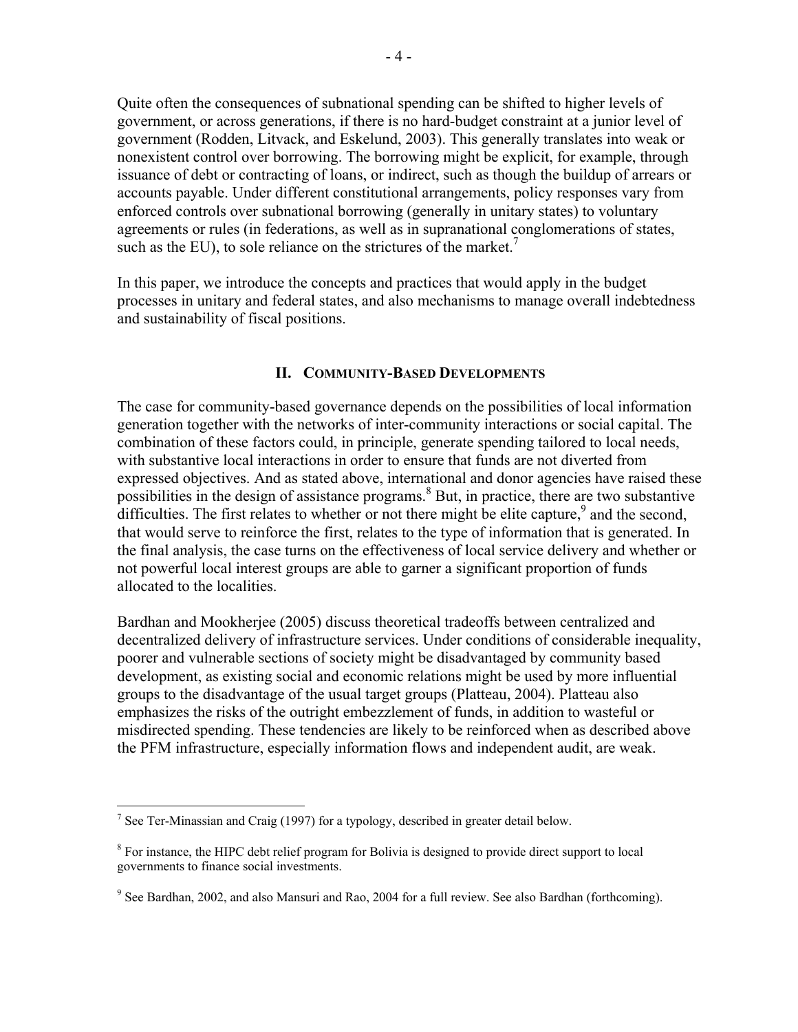Quite often the consequences of subnational spending can be shifted to higher levels of government, or across generations, if there is no hard-budget constraint at a junior level of government (Rodden, Litvack, and Eskelund, 2003). This generally translates into weak or nonexistent control over borrowing. The borrowing might be explicit, for example, through issuance of debt or contracting of loans, or indirect, such as though the buildup of arrears or accounts payable. Under different constitutional arrangements, policy responses vary from enforced controls over subnational borrowing (generally in unitary states) to voluntary agreements or rules (in federations, as well as in supranational conglomerations of states, such as the EU), to sole reliance on the strictures of the market.[7]

In this paper, we introduce the concepts and practices that would apply in the budget processes in unitary and federal states, and also mechanisms to manage overall indebtedness and sustainability of fiscal positions.

## II. Community-Based Developments

The case for community-based governance depends on the possibilities of local information generation together with the networks of inter-community interactions or social capital. The combination of these factors could, in principle, generate spending tailored to local needs, with substantive local interactions in order to ensure that funds are not diverted from expressed objectives. And as stated above, international and donor agencies have raised these possibilities in the design of assistance programs.[8] But, in practice, there are two substantive difficulties. The first relates to whether or not there might be elite capture,[9] and the second, that would serve to reinforce the first, relates to the type of information that is generated. In the final analysis, the case turns on the effectiveness of local service delivery and whether or not powerful local interest groups are able to garner a significant proportion of funds allocated to the localities.

Bardhan and Mookherjee (2005) discuss theoretical tradeoffs between centralized and decentralized delivery of infrastructure services. Under conditions of considerable inequality, poorer and vulnerable sections of society might be disadvantaged by community based development, as existing social and economic relations might be used by more influential groups to the disadvantage of the usual target groups (Platteau, 2004). Platteau also emphasizes the risks of the outright embezzlement of funds, in addition to wasteful or misdirected spending. These tendencies are likely to be reinforced when as described above the PFM infrastructure, especially information flows and independent audit, are weak.

---

[7] See Ter-Minassian and Craig (1997) for a typology, described in greater detail below.

[8] For instance, the HIPC debt relief program for Bolivia is designed to provide direct support to local governments to finance social investments.

[9] See Bardhan, 2002, and also Mansuri and Rao, 2004 for a full review. See also Bardhan (forthcoming).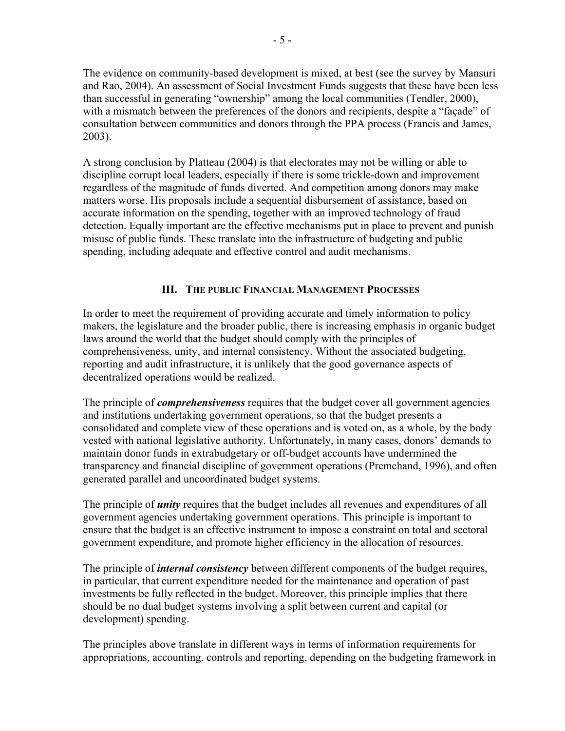The evidence on community-based development is mixed, at best (see the survey by Mansuri and Rao, 2004). An assessment of Social Investment Funds suggests that these have been less than successful in generating "ownership" among the local communities (Tendler, 2000), with a mismatch between the preferences of the donors and recipients, despite a "façade" of consultation between communities and donors through the PPA process (Francis and James, 2003).

A strong conclusion by Platteau (2004) is that electorates may not be willing or able to discipline corrupt local leaders, especially if there is some trickle-down and improvement regardless of the magnitude of funds diverted. And competition among donors may make matters worse. His proposals include a sequential disbursement of assistance, based on accurate information on the spending, together with an improved technology of fraud detection. Equally important are the effective mechanisms put in place to prevent and punish misuse of public funds. These translate into the infrastructure of budgeting and public spending, including adequate and effective control and audit mechanisms.

## III. The public Financial Management Processes

In order to meet the requirement of providing accurate and timely information to policy makers, the legislature and the broader public, there is increasing emphasis in organic budget laws around the world that the budget should comply with the principles of comprehensiveness, unity, and internal consistency. Without the associated budgeting, reporting and audit infrastructure, it is unlikely that the good governance aspects of decentralized operations would be realized.

The principle of ***comprehensiveness*** requires that the budget cover all government agencies and institutions undertaking government operations, so that the budget presents a consolidated and complete view of these operations and is voted on, as a whole, by the body vested with national legislative authority. Unfortunately, in many cases, donors' demands to maintain donor funds in extrabudgetary or off-budget accounts have undermined the transparency and financial discipline of government operations (Premchand, 1996), and often generated parallel and uncoordinated budget systems.

The principle of ***unity*** requires that the budget includes all revenues and expenditures of all government agencies undertaking government operations. This principle is important to ensure that the budget is an effective instrument to impose a constraint on total and sectoral government expenditure, and promote higher efficiency in the allocation of resources.

The principle of ***internal consistency*** between different components of the budget requires, in particular, that current expenditure needed for the maintenance and operation of past investments be fully reflected in the budget. Moreover, this principle implies that there should be no dual budget systems involving a split between current and capital (or development) spending.

The principles above translate in different ways in terms of information requirements for appropriations, accounting, controls and reporting, depending on the budgeting framework in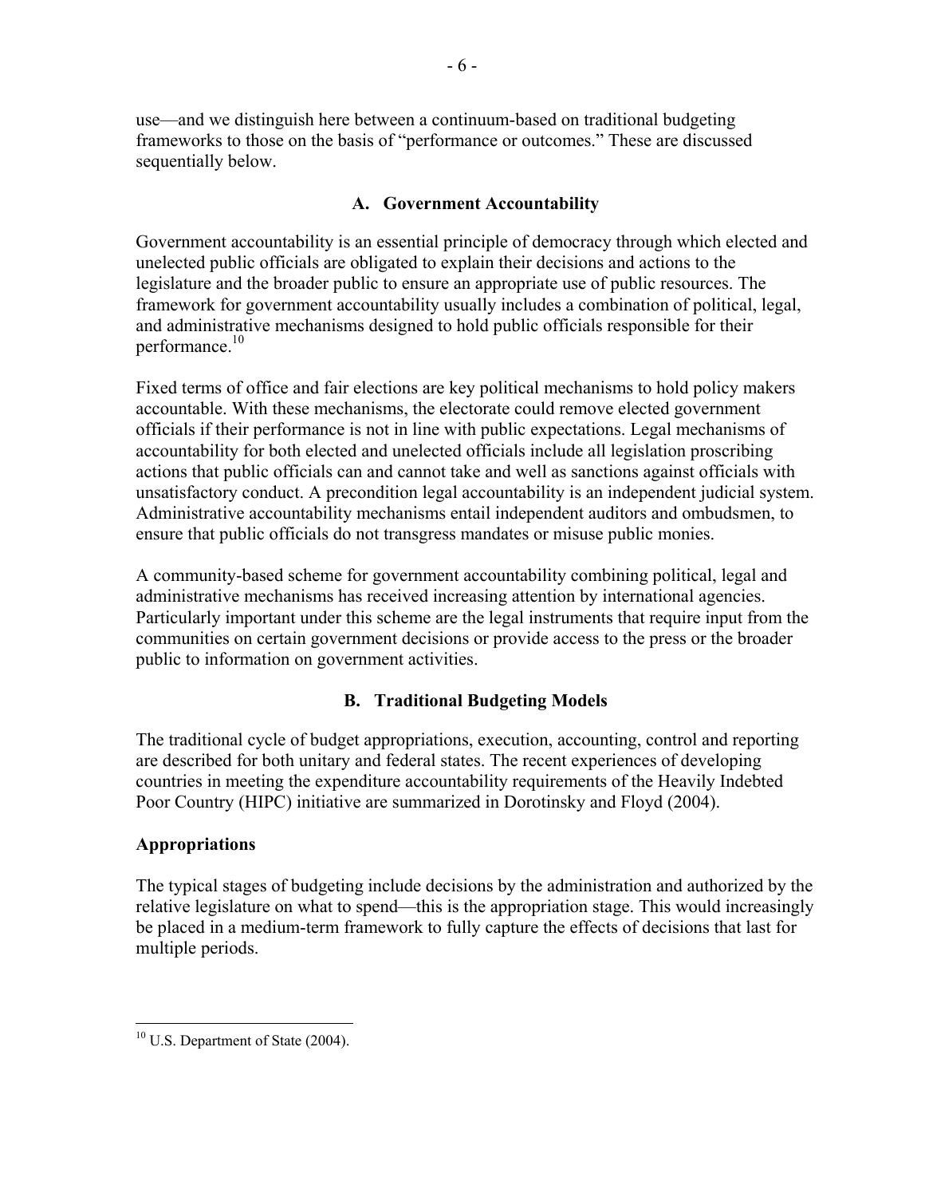use—and we distinguish here between a continuum-based on traditional budgeting frameworks to those on the basis of "performance or outcomes." These are discussed sequentially below.

## A. Government Accountability

Government accountability is an essential principle of democracy through which elected and unelected public officials are obligated to explain their decisions and actions to the legislature and the broader public to ensure an appropriate use of public resources. The framework for government accountability usually includes a combination of political, legal, and administrative mechanisms designed to hold public officials responsible for their performance.[10]

Fixed terms of office and fair elections are key political mechanisms to hold policy makers accountable. With these mechanisms, the electorate could remove elected government officials if their performance is not in line with public expectations. Legal mechanisms of accountability for both elected and unelected officials include all legislation proscribing actions that public officials can and cannot take and well as sanctions against officials with unsatisfactory conduct. A precondition legal accountability is an independent judicial system. Administrative accountability mechanisms entail independent auditors and ombudsmen, to ensure that public officials do not transgress mandates or misuse public monies.

A community-based scheme for government accountability combining political, legal and administrative mechanisms has received increasing attention by international agencies. Particularly important under this scheme are the legal instruments that require input from the communities on certain government decisions or provide access to the press or the broader public to information on government activities.

## B. Traditional Budgeting Models

The traditional cycle of budget appropriations, execution, accounting, control and reporting are described for both unitary and federal states. The recent experiences of developing countries in meeting the expenditure accountability requirements of the Heavily Indebted Poor Country (HIPC) initiative are summarized in Dorotinsky and Floyd (2004).

### Appropriations

The typical stages of budgeting include decisions by the administration and authorized by the relative legislature on what to spend—this is the appropriation stage. This would increasingly be placed in a medium-term framework to fully capture the effects of decisions that last for multiple periods.

---

[10] U.S. Department of State (2004).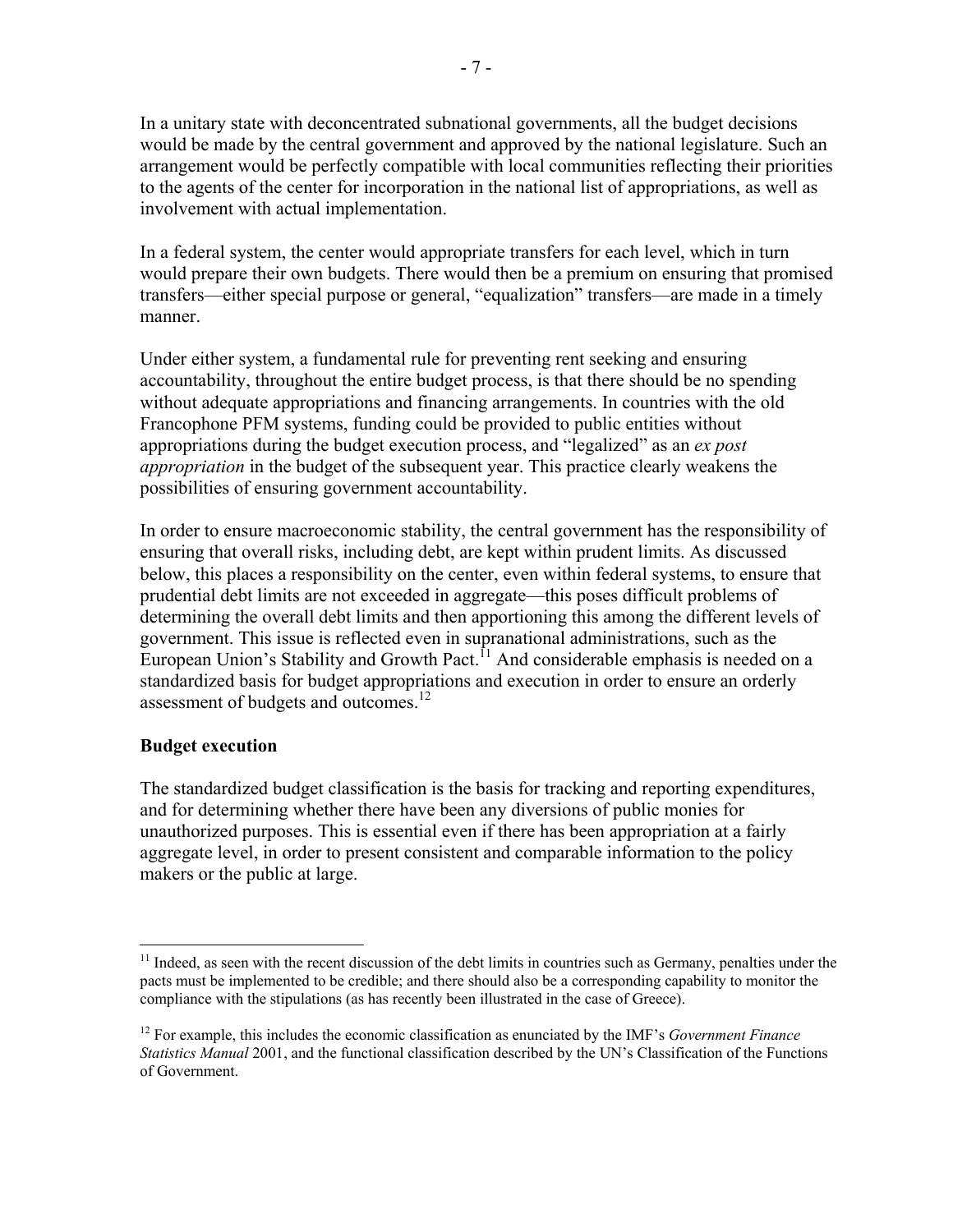In a unitary state with deconcentrated subnational governments, all the budget decisions would be made by the central government and approved by the national legislature. Such an arrangement would be perfectly compatible with local communities reflecting their priorities to the agents of the center for incorporation in the national list of appropriations, as well as involvement with actual implementation.

In a federal system, the center would appropriate transfers for each level, which in turn would prepare their own budgets. There would then be a premium on ensuring that promised transfers—either special purpose or general, "equalization" transfers—are made in a timely manner.

Under either system, a fundamental rule for preventing rent seeking and ensuring accountability, throughout the entire budget process, is that there should be no spending without adequate appropriations and financing arrangements. In countries with the old Francophone PFM systems, funding could be provided to public entities without appropriations during the budget execution process, and "legalized" as an *ex post appropriation* in the budget of the subsequent year. This practice clearly weakens the possibilities of ensuring government accountability.

In order to ensure macroeconomic stability, the central government has the responsibility of ensuring that overall risks, including debt, are kept within prudent limits. As discussed below, this places a responsibility on the center, even within federal systems, to ensure that prudential debt limits are not exceeded in aggregate—this poses difficult problems of determining the overall debt limits and then apportioning this among the different levels of government. This issue is reflected even in supranational administrations, such as the European Union's Stability and Growth Pact.[11] And considerable emphasis is needed on a standardized basis for budget appropriations and execution in order to ensure an orderly assessment of budgets and outcomes.[12]

**Budget execution**

The standardized budget classification is the basis for tracking and reporting expenditures, and for determining whether there have been any diversions of public monies for unauthorized purposes. This is essential even if there has been appropriation at a fairly aggregate level, in order to present consistent and comparable information to the policy makers or the public at large.

---

[11] Indeed, as seen with the recent discussion of the debt limits in countries such as Germany, penalties under the pacts must be implemented to be credible; and there should also be a corresponding capability to monitor the compliance with the stipulations (as has recently been illustrated in the case of Greece).

[12] For example, this includes the economic classification as enunciated by the IMF's *Government Finance Statistics Manual* 2001, and the functional classification described by the UN's Classification of the Functions of Government.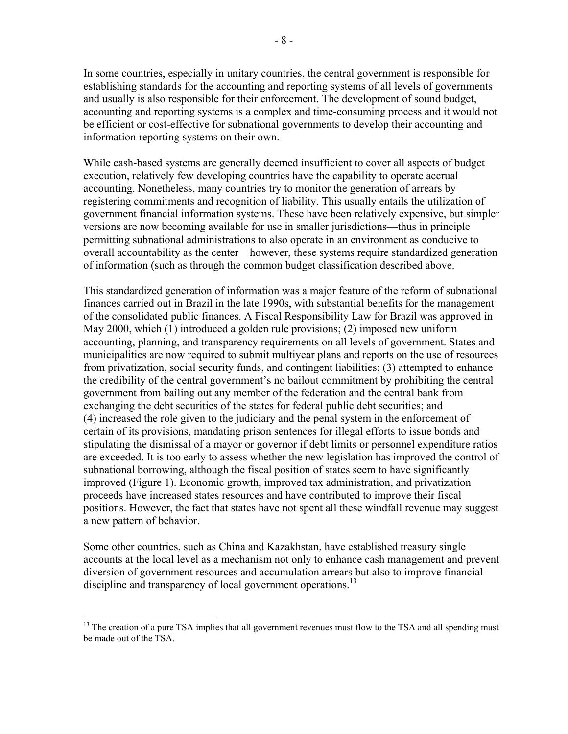In some countries, especially in unitary countries, the central government is responsible for establishing standards for the accounting and reporting systems of all levels of governments and usually is also responsible for their enforcement. The development of sound budget, accounting and reporting systems is a complex and time-consuming process and it would not be efficient or cost-effective for subnational governments to develop their accounting and information reporting systems on their own.

While cash-based systems are generally deemed insufficient to cover all aspects of budget execution, relatively few developing countries have the capability to operate accrual accounting. Nonetheless, many countries try to monitor the generation of arrears by registering commitments and recognition of liability. This usually entails the utilization of government financial information systems. These have been relatively expensive, but simpler versions are now becoming available for use in smaller jurisdictions—thus in principle permitting subnational administrations to also operate in an environment as conducive to overall accountability as the center—however, these systems require standardized generation of information (such as through the common budget classification described above.

This standardized generation of information was a major feature of the reform of subnational finances carried out in Brazil in the late 1990s, with substantial benefits for the management of the consolidated public finances. A Fiscal Responsibility Law for Brazil was approved in May 2000, which (1) introduced a golden rule provisions; (2) imposed new uniform accounting, planning, and transparency requirements on all levels of government. States and municipalities are now required to submit multiyear plans and reports on the use of resources from privatization, social security funds, and contingent liabilities; (3) attempted to enhance the credibility of the central government's no bailout commitment by prohibiting the central government from bailing out any member of the federation and the central bank from exchanging the debt securities of the states for federal public debt securities; and (4) increased the role given to the judiciary and the penal system in the enforcement of certain of its provisions, mandating prison sentences for illegal efforts to issue bonds and stipulating the dismissal of a mayor or governor if debt limits or personnel expenditure ratios are exceeded. It is too early to assess whether the new legislation has improved the control of subnational borrowing, although the fiscal position of states seem to have significantly improved (Figure 1). Economic growth, improved tax administration, and privatization proceeds have increased states resources and have contributed to improve their fiscal positions. However, the fact that states have not spent all these windfall revenue may suggest a new pattern of behavior.

Some other countries, such as China and Kazakhstan, have established treasury single accounts at the local level as a mechanism not only to enhance cash management and prevent diversion of government resources and accumulation arrears but also to improve financial discipline and transparency of local government operations.[13]

[13] The creation of a pure TSA implies that all government revenues must flow to the TSA and all spending must be made out of the TSA.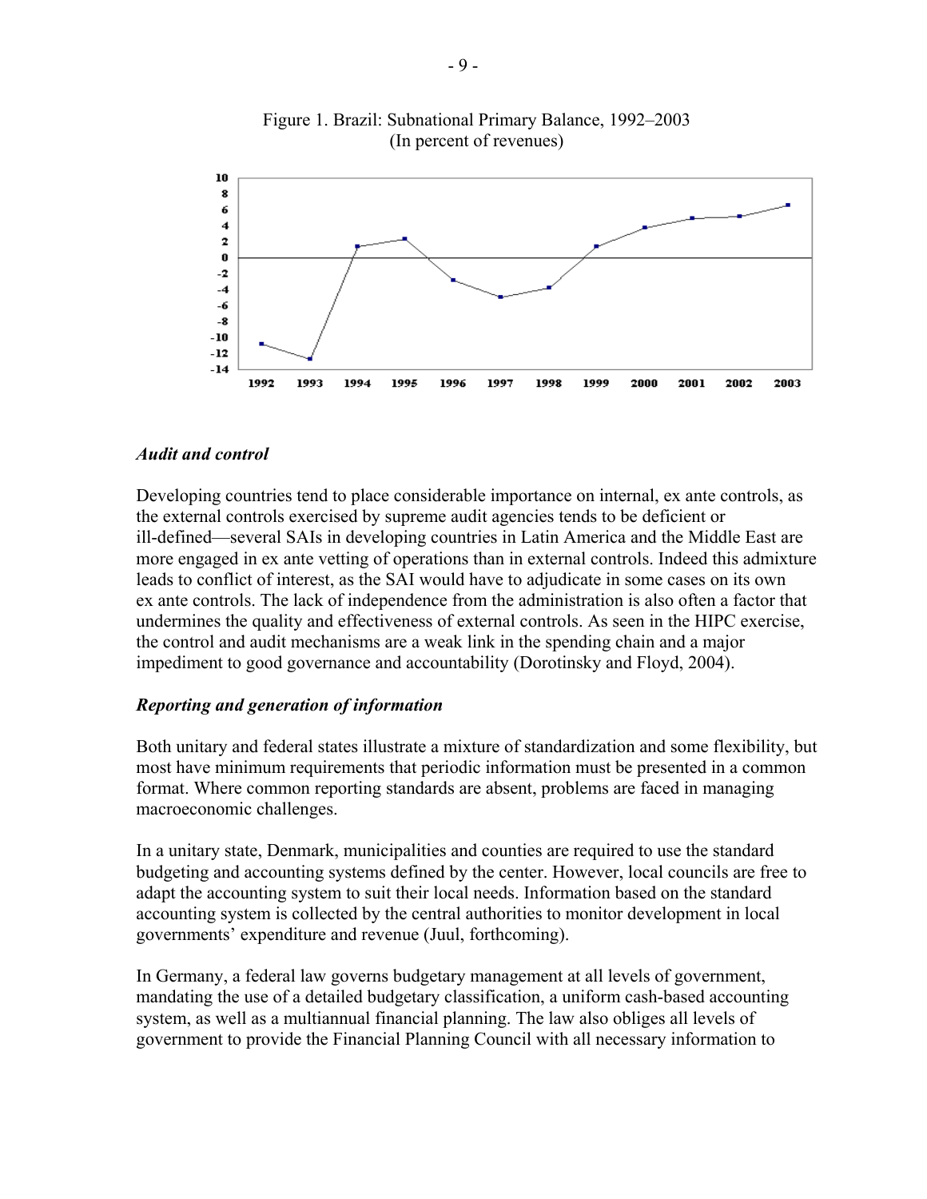Figure 1. Brazil: Subnational Primary Balance, 1992–2003
(In percent of revenues)

### *Audit and control*

Developing countries tend to place considerable importance on internal, ex ante controls, as the external controls exercised by supreme audit agencies tends to be deficient or ill-defined—several SAIs in developing countries in Latin America and the Middle East are more engaged in ex ante vetting of operations than in external controls. Indeed this admixture leads to conflict of interest, as the SAI would have to adjudicate in some cases on its own ex ante controls. The lack of independence from the administration is also often a factor that undermines the quality and effectiveness of external controls. As seen in the HIPC exercise, the control and audit mechanisms are a weak link in the spending chain and a major impediment to good governance and accountability (Dorotinsky and Floyd, 2004).

### *Reporting and generation of information*

Both unitary and federal states illustrate a mixture of standardization and some flexibility, but most have minimum requirements that periodic information must be presented in a common format. Where common reporting standards are absent, problems are faced in managing macroeconomic challenges.

In a unitary state, Denmark, municipalities and counties are required to use the standard budgeting and accounting systems defined by the center. However, local councils are free to adapt the accounting system to suit their local needs. Information based on the standard accounting system is collected by the central authorities to monitor development in local governments' expenditure and revenue (Juul, forthcoming).

In Germany, a federal law governs budgetary management at all levels of government, mandating the use of a detailed budgetary classification, a uniform cash-based accounting system, as well as a multiannual financial planning. The law also obliges all levels of government to provide the Financial Planning Council with all necessary information to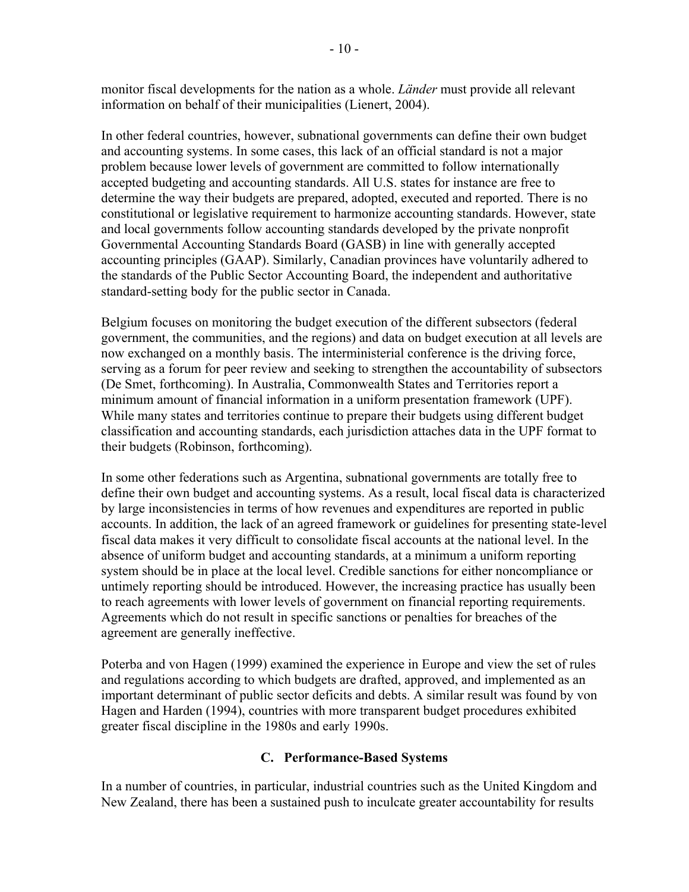monitor fiscal developments for the nation as a whole. *Länder* must provide all relevant information on behalf of their municipalities (Lienert, 2004).

In other federal countries, however, subnational governments can define their own budget and accounting systems. In some cases, this lack of an official standard is not a major problem because lower levels of government are committed to follow internationally accepted budgeting and accounting standards. All U.S. states for instance are free to determine the way their budgets are prepared, adopted, executed and reported. There is no constitutional or legislative requirement to harmonize accounting standards. However, state and local governments follow accounting standards developed by the private nonprofit Governmental Accounting Standards Board (GASB) in line with generally accepted accounting principles (GAAP). Similarly, Canadian provinces have voluntarily adhered to the standards of the Public Sector Accounting Board, the independent and authoritative standard-setting body for the public sector in Canada.

Belgium focuses on monitoring the budget execution of the different subsectors (federal government, the communities, and the regions) and data on budget execution at all levels are now exchanged on a monthly basis. The interministerial conference is the driving force, serving as a forum for peer review and seeking to strengthen the accountability of subsectors (De Smet, forthcoming). In Australia, Commonwealth States and Territories report a minimum amount of financial information in a uniform presentation framework (UPF). While many states and territories continue to prepare their budgets using different budget classification and accounting standards, each jurisdiction attaches data in the UPF format to their budgets (Robinson, forthcoming).

In some other federations such as Argentina, subnational governments are totally free to define their own budget and accounting systems. As a result, local fiscal data is characterized by large inconsistencies in terms of how revenues and expenditures are reported in public accounts. In addition, the lack of an agreed framework or guidelines for presenting state-level fiscal data makes it very difficult to consolidate fiscal accounts at the national level. In the absence of uniform budget and accounting standards, at a minimum a uniform reporting system should be in place at the local level. Credible sanctions for either noncompliance or untimely reporting should be introduced. However, the increasing practice has usually been to reach agreements with lower levels of government on financial reporting requirements. Agreements which do not result in specific sanctions or penalties for breaches of the agreement are generally ineffective.

Poterba and von Hagen (1999) examined the experience in Europe and view the set of rules and regulations according to which budgets are drafted, approved, and implemented as an important determinant of public sector deficits and debts. A similar result was found by von Hagen and Harden (1994), countries with more transparent budget procedures exhibited greater fiscal discipline in the 1980s and early 1990s.

### C. Performance-Based Systems

In a number of countries, in particular, industrial countries such as the United Kingdom and New Zealand, there has been a sustained push to inculcate greater accountability for results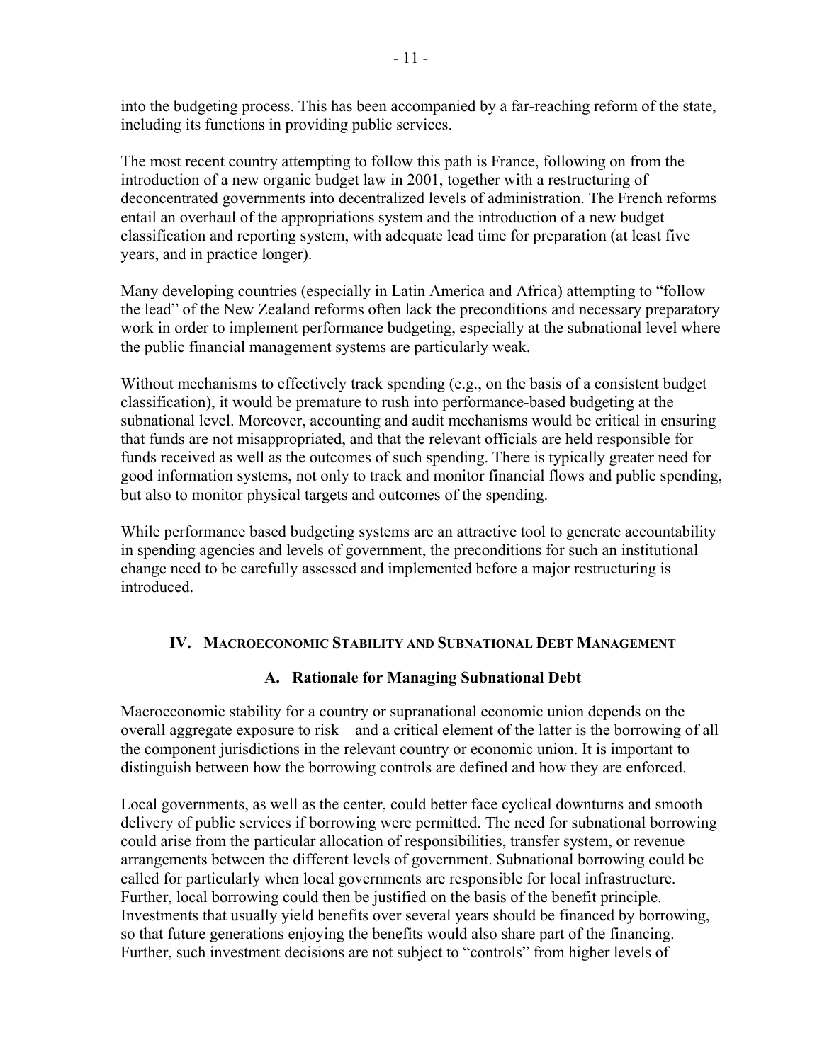into the budgeting process. This has been accompanied by a far-reaching reform of the state, including its functions in providing public services.

The most recent country attempting to follow this path is France, following on from the introduction of a new organic budget law in 2001, together with a restructuring of deconcentrated governments into decentralized levels of administration. The French reforms entail an overhaul of the appropriations system and the introduction of a new budget classification and reporting system, with adequate lead time for preparation (at least five years, and in practice longer).

Many developing countries (especially in Latin America and Africa) attempting to "follow the lead" of the New Zealand reforms often lack the preconditions and necessary preparatory work in order to implement performance budgeting, especially at the subnational level where the public financial management systems are particularly weak.

Without mechanisms to effectively track spending (e.g., on the basis of a consistent budget classification), it would be premature to rush into performance-based budgeting at the subnational level. Moreover, accounting and audit mechanisms would be critical in ensuring that funds are not misappropriated, and that the relevant officials are held responsible for funds received as well as the outcomes of such spending. There is typically greater need for good information systems, not only to track and monitor financial flows and public spending, but also to monitor physical targets and outcomes of the spending.

While performance based budgeting systems are an attractive tool to generate accountability in spending agencies and levels of government, the preconditions for such an institutional change need to be carefully assessed and implemented before a major restructuring is introduced.

## IV. Macroeconomic Stability and Subnational Debt Management

### A. Rationale for Managing Subnational Debt

Macroeconomic stability for a country or supranational economic union depends on the overall aggregate exposure to risk—and a critical element of the latter is the borrowing of all the component jurisdictions in the relevant country or economic union. It is important to distinguish between how the borrowing controls are defined and how they are enforced.

Local governments, as well as the center, could better face cyclical downturns and smooth delivery of public services if borrowing were permitted. The need for subnational borrowing could arise from the particular allocation of responsibilities, transfer system, or revenue arrangements between the different levels of government. Subnational borrowing could be called for particularly when local governments are responsible for local infrastructure. Further, local borrowing could then be justified on the basis of the benefit principle. Investments that usually yield benefits over several years should be financed by borrowing, so that future generations enjoying the benefits would also share part of the financing. Further, such investment decisions are not subject to "controls" from higher levels of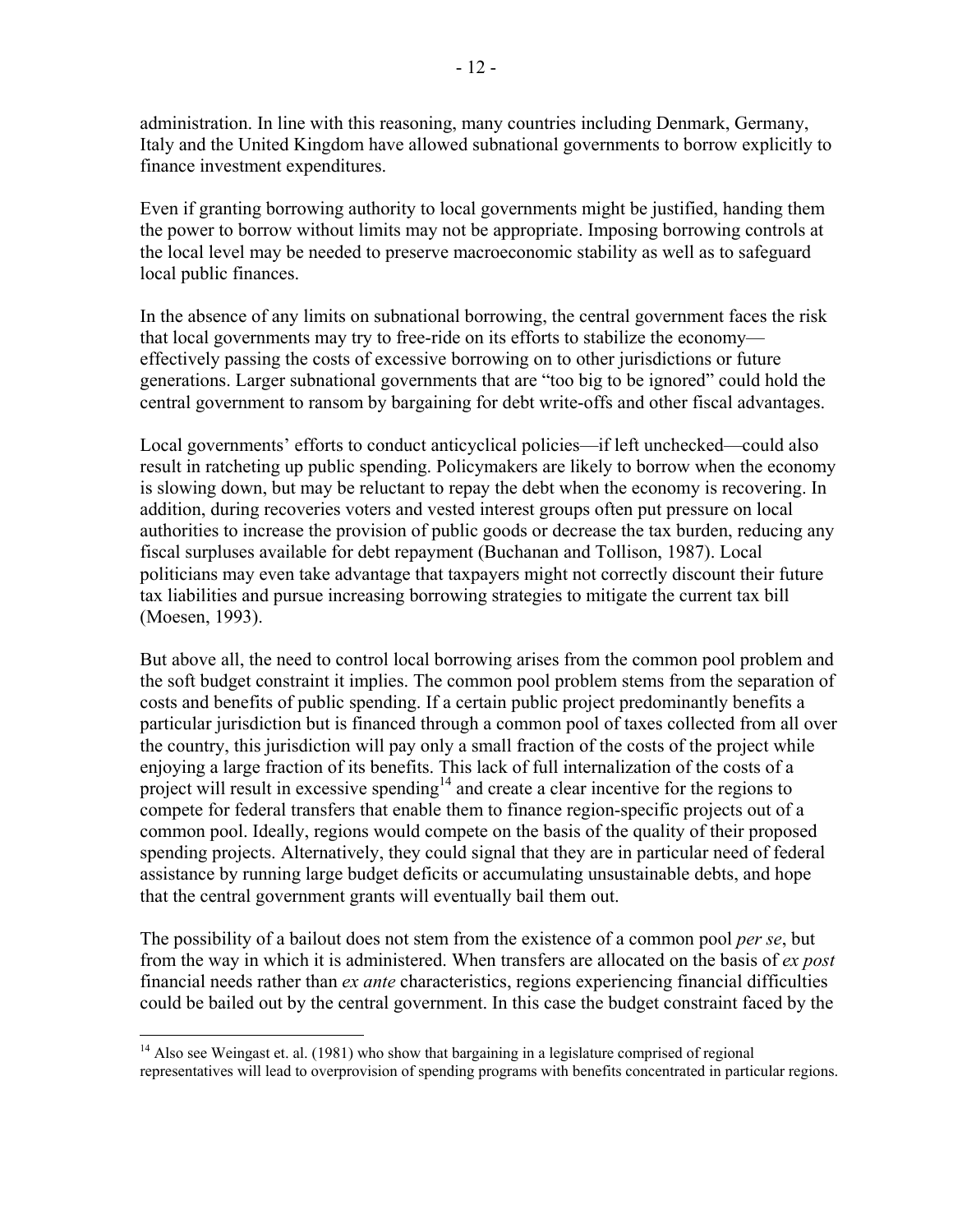administration. In line with this reasoning, many countries including Denmark, Germany, Italy and the United Kingdom have allowed subnational governments to borrow explicitly to finance investment expenditures.

Even if granting borrowing authority to local governments might be justified, handing them the power to borrow without limits may not be appropriate. Imposing borrowing controls at the local level may be needed to preserve macroeconomic stability as well as to safeguard local public finances.

In the absence of any limits on subnational borrowing, the central government faces the risk that local governments may try to free-ride on its efforts to stabilize the economy—effectively passing the costs of excessive borrowing on to other jurisdictions or future generations. Larger subnational governments that are "too big to be ignored" could hold the central government to ransom by bargaining for debt write-offs and other fiscal advantages.

Local governments' efforts to conduct anticyclical policies—if left unchecked—could also result in ratcheting up public spending. Policymakers are likely to borrow when the economy is slowing down, but may be reluctant to repay the debt when the economy is recovering. In addition, during recoveries voters and vested interest groups often put pressure on local authorities to increase the provision of public goods or decrease the tax burden, reducing any fiscal surpluses available for debt repayment (Buchanan and Tollison, 1987). Local politicians may even take advantage that taxpayers might not correctly discount their future tax liabilities and pursue increasing borrowing strategies to mitigate the current tax bill (Moesen, 1993).

But above all, the need to control local borrowing arises from the common pool problem and the soft budget constraint it implies. The common pool problem stems from the separation of costs and benefits of public spending. If a certain public project predominantly benefits a particular jurisdiction but is financed through a common pool of taxes collected from all over the country, this jurisdiction will pay only a small fraction of the costs of the project while enjoying a large fraction of its benefits. This lack of full internalization of the costs of a project will result in excessive spending[14] and create a clear incentive for the regions to compete for federal transfers that enable them to finance region-specific projects out of a common pool. Ideally, regions would compete on the basis of the quality of their proposed spending projects. Alternatively, they could signal that they are in particular need of federal assistance by running large budget deficits or accumulating unsustainable debts, and hope that the central government grants will eventually bail them out.

The possibility of a bailout does not stem from the existence of a common pool *per se*, but from the way in which it is administered. When transfers are allocated on the basis of *ex post* financial needs rather than *ex ante* characteristics, regions experiencing financial difficulties could be bailed out by the central government. In this case the budget constraint faced by the

[14] Also see Weingast et. al. (1981) who show that bargaining in a legislature comprised of regional representatives will lead to overprovision of spending programs with benefits concentrated in particular regions.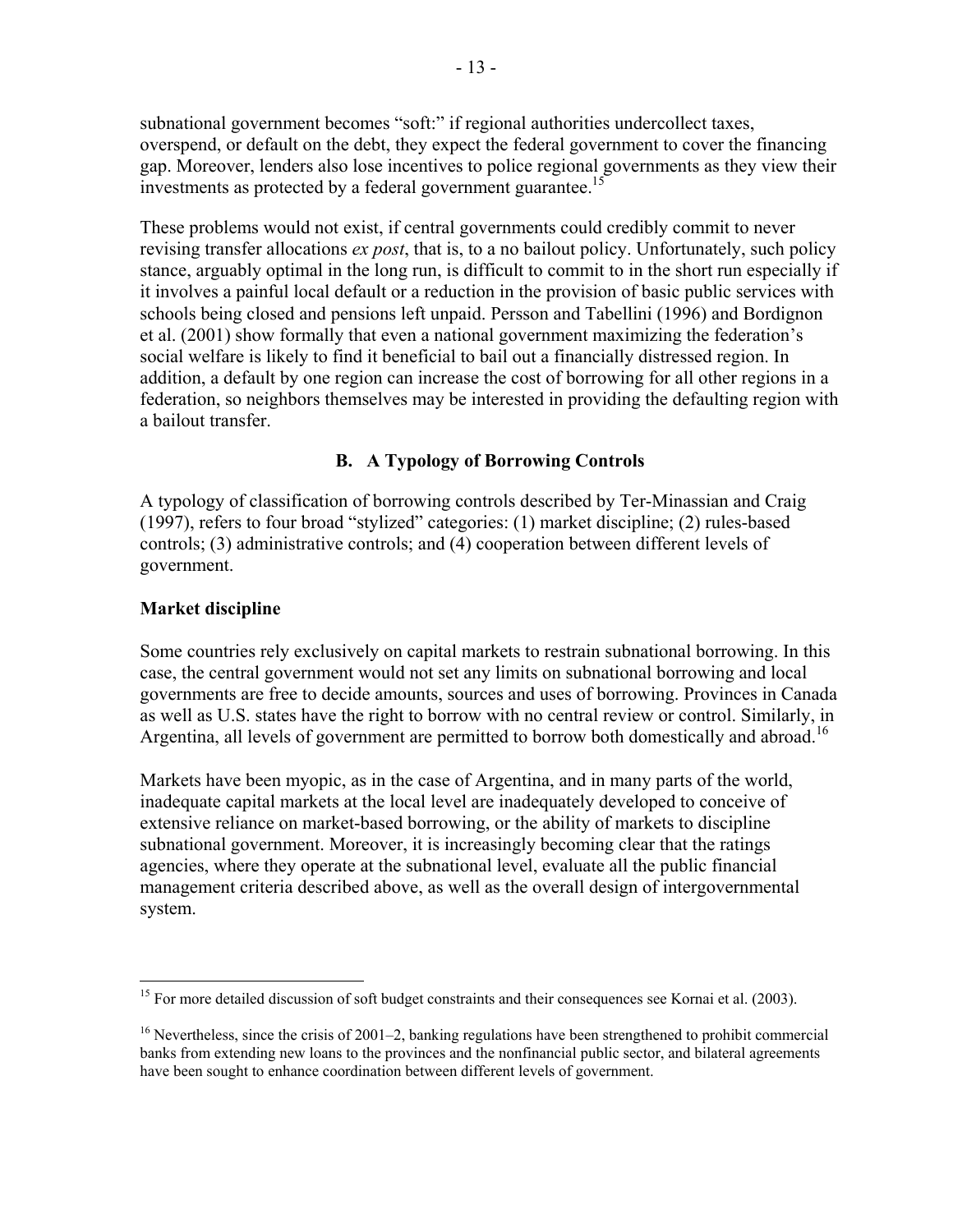subnational government becomes "soft:" if regional authorities undercollect taxes, overspend, or default on the debt, they expect the federal government to cover the financing gap. Moreover, lenders also lose incentives to police regional governments as they view their investments as protected by a federal government guarantee.[15]

These problems would not exist, if central governments could credibly commit to never revising transfer allocations *ex post*, that is, to a no bailout policy. Unfortunately, such policy stance, arguably optimal in the long run, is difficult to commit to in the short run especially if it involves a painful local default or a reduction in the provision of basic public services with schools being closed and pensions left unpaid. Persson and Tabellini (1996) and Bordignon et al. (2001) show formally that even a national government maximizing the federation's social welfare is likely to find it beneficial to bail out a financially distressed region. In addition, a default by one region can increase the cost of borrowing for all other regions in a federation, so neighbors themselves may be interested in providing the defaulting region with a bailout transfer.

## B. A Typology of Borrowing Controls

A typology of classification of borrowing controls described by Ter-Minassian and Craig (1997), refers to four broad "stylized" categories: (1) market discipline; (2) rules-based controls; (3) administrative controls; and (4) cooperation between different levels of government.

### Market discipline

Some countries rely exclusively on capital markets to restrain subnational borrowing. In this case, the central government would not set any limits on subnational borrowing and local governments are free to decide amounts, sources and uses of borrowing. Provinces in Canada as well as U.S. states have the right to borrow with no central review or control. Similarly, in Argentina, all levels of government are permitted to borrow both domestically and abroad.[16]

Markets have been myopic, as in the case of Argentina, and in many parts of the world, inadequate capital markets at the local level are inadequately developed to conceive of extensive reliance on market-based borrowing, or the ability of markets to discipline subnational government. Moreover, it is increasingly becoming clear that the ratings agencies, where they operate at the subnational level, evaluate all the public financial management criteria described above, as well as the overall design of intergovernmental system.

---

[15] For more detailed discussion of soft budget constraints and their consequences see Kornai et al. (2003).

[16] Nevertheless, since the crisis of 2001–2, banking regulations have been strengthened to prohibit commercial banks from extending new loans to the provinces and the nonfinancial public sector, and bilateral agreements have been sought to enhance coordination between different levels of government.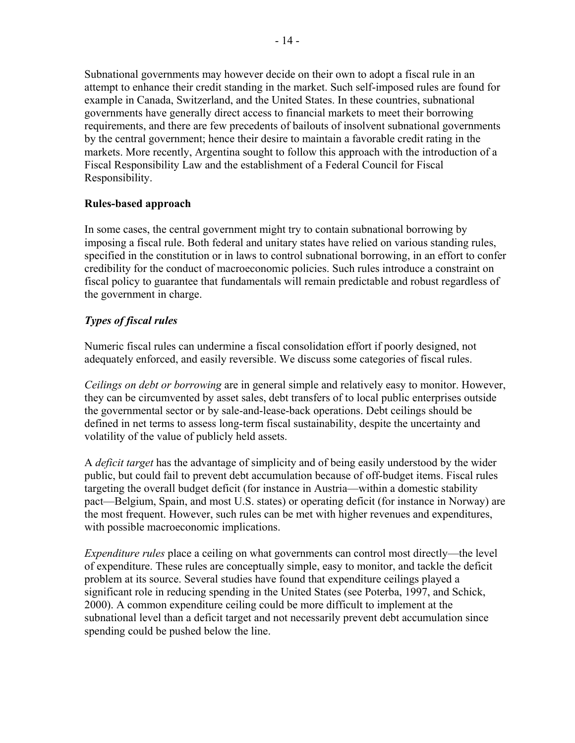Subnational governments may however decide on their own to adopt a fiscal rule in an attempt to enhance their credit standing in the market. Such self-imposed rules are found for example in Canada, Switzerland, and the United States. In these countries, subnational governments have generally direct access to financial markets to meet their borrowing requirements, and there are few precedents of bailouts of insolvent subnational governments by the central government; hence their desire to maintain a favorable credit rating in the markets. More recently, Argentina sought to follow this approach with the introduction of a Fiscal Responsibility Law and the establishment of a Federal Council for Fiscal Responsibility.

**Rules-based approach**

In some cases, the central government might try to contain subnational borrowing by imposing a fiscal rule. Both federal and unitary states have relied on various standing rules, specified in the constitution or in laws to control subnational borrowing, in an effort to confer credibility for the conduct of macroeconomic policies. Such rules introduce a constraint on fiscal policy to guarantee that fundamentals will remain predictable and robust regardless of the government in charge.

***Types of fiscal rules***

Numeric fiscal rules can undermine a fiscal consolidation effort if poorly designed, not adequately enforced, and easily reversible. We discuss some categories of fiscal rules.

*Ceilings on debt or borrowing* are in general simple and relatively easy to monitor. However, they can be circumvented by asset sales, debt transfers of to local public enterprises outside the governmental sector or by sale-and-lease-back operations. Debt ceilings should be defined in net terms to assess long-term fiscal sustainability, despite the uncertainty and volatility of the value of publicly held assets.

A *deficit target* has the advantage of simplicity and of being easily understood by the wider public, but could fail to prevent debt accumulation because of off-budget items. Fiscal rules targeting the overall budget deficit (for instance in Austria—within a domestic stability pact—Belgium, Spain, and most U.S. states) or operating deficit (for instance in Norway) are the most frequent. However, such rules can be met with higher revenues and expenditures, with possible macroeconomic implications.

*Expenditure rules* place a ceiling on what governments can control most directly—the level of expenditure. These rules are conceptually simple, easy to monitor, and tackle the deficit problem at its source. Several studies have found that expenditure ceilings played a significant role in reducing spending in the United States (see Poterba, 1997, and Schick, 2000). A common expenditure ceiling could be more difficult to implement at the subnational level than a deficit target and not necessarily prevent debt accumulation since spending could be pushed below the line.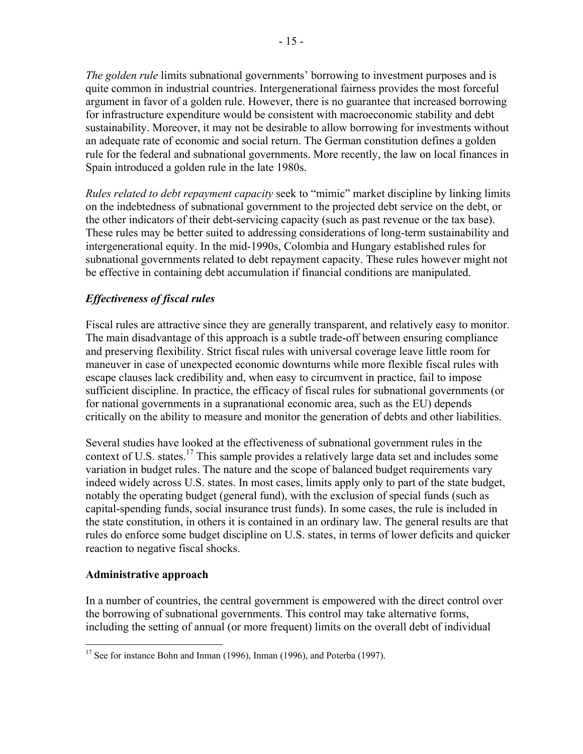*The golden rule* limits subnational governments' borrowing to investment purposes and is quite common in industrial countries. Intergenerational fairness provides the most forceful argument in favor of a golden rule. However, there is no guarantee that increased borrowing for infrastructure expenditure would be consistent with macroeconomic stability and debt sustainability. Moreover, it may not be desirable to allow borrowing for investments without an adequate rate of economic and social return. The German constitution defines a golden rule for the federal and subnational governments. More recently, the law on local finances in Spain introduced a golden rule in the late 1980s.

*Rules related to debt repayment capacity* seek to "mimic" market discipline by linking limits on the indebtedness of subnational government to the projected debt service on the debt, or the other indicators of their debt-servicing capacity (such as past revenue or the tax base). These rules may be better suited to addressing considerations of long-term sustainability and intergenerational equity. In the mid-1990s, Colombia and Hungary established rules for subnational governments related to debt repayment capacity. These rules however might not be effective in containing debt accumulation if financial conditions are manipulated.

### *Effectiveness of fiscal rules*

Fiscal rules are attractive since they are generally transparent, and relatively easy to monitor. The main disadvantage of this approach is a subtle trade-off between ensuring compliance and preserving flexibility. Strict fiscal rules with universal coverage leave little room for maneuver in case of unexpected economic downturns while more flexible fiscal rules with escape clauses lack credibility and, when easy to circumvent in practice, fail to impose sufficient discipline. In practice, the efficacy of fiscal rules for subnational governments (or for national governments in a supranational economic area, such as the EU) depends critically on the ability to measure and monitor the generation of debts and other liabilities.

Several studies have looked at the effectiveness of subnational government rules in the context of U.S. states.[17] This sample provides a relatively large data set and includes some variation in budget rules. The nature and the scope of balanced budget requirements vary indeed widely across U.S. states. In most cases, limits apply only to part of the state budget, notably the operating budget (general fund), with the exclusion of special funds (such as capital-spending funds, social insurance trust funds). In some cases, the rule is included in the state constitution, in others it is contained in an ordinary law. The general results are that rules do enforce some budget discipline on U.S. states, in terms of lower deficits and quicker reaction to negative fiscal shocks.

### **Administrative approach**

In a number of countries, the central government is empowered with the direct control over the borrowing of subnational governments. This control may take alternative forms, including the setting of annual (or more frequent) limits on the overall debt of individual

[17] See for instance Bohn and Inman (1996), Inman (1996), and Poterba (1997).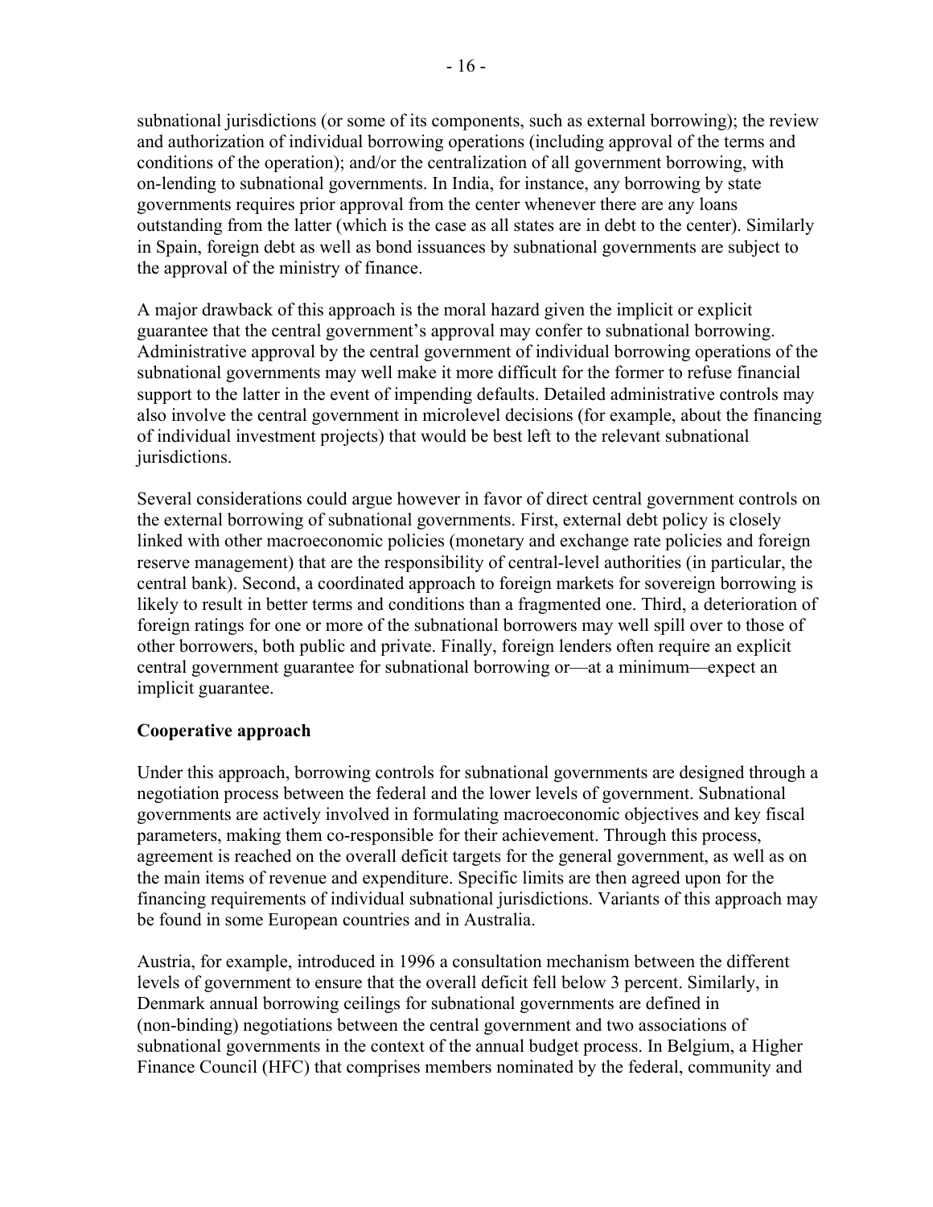subnational jurisdictions (or some of its components, such as external borrowing); the review and authorization of individual borrowing operations (including approval of the terms and conditions of the operation); and/or the centralization of all government borrowing, with on-lending to subnational governments. In India, for instance, any borrowing by state governments requires prior approval from the center whenever there are any loans outstanding from the latter (which is the case as all states are in debt to the center). Similarly in Spain, foreign debt as well as bond issuances by subnational governments are subject to the approval of the ministry of finance.

A major drawback of this approach is the moral hazard given the implicit or explicit guarantee that the central government's approval may confer to subnational borrowing. Administrative approval by the central government of individual borrowing operations of the subnational governments may well make it more difficult for the former to refuse financial support to the latter in the event of impending defaults. Detailed administrative controls may also involve the central government in microlevel decisions (for example, about the financing of individual investment projects) that would be best left to the relevant subnational jurisdictions.

Several considerations could argue however in favor of direct central government controls on the external borrowing of subnational governments. First, external debt policy is closely linked with other macroeconomic policies (monetary and exchange rate policies and foreign reserve management) that are the responsibility of central-level authorities (in particular, the central bank). Second, a coordinated approach to foreign markets for sovereign borrowing is likely to result in better terms and conditions than a fragmented one. Third, a deterioration of foreign ratings for one or more of the subnational borrowers may well spill over to those of other borrowers, both public and private. Finally, foreign lenders often require an explicit central government guarantee for subnational borrowing or—at a minimum—expect an implicit guarantee.

**Cooperative approach**

Under this approach, borrowing controls for subnational governments are designed through a negotiation process between the federal and the lower levels of government. Subnational governments are actively involved in formulating macroeconomic objectives and key fiscal parameters, making them co-responsible for their achievement. Through this process, agreement is reached on the overall deficit targets for the general government, as well as on the main items of revenue and expenditure. Specific limits are then agreed upon for the financing requirements of individual subnational jurisdictions. Variants of this approach may be found in some European countries and in Australia.

Austria, for example, introduced in 1996 a consultation mechanism between the different levels of government to ensure that the overall deficit fell below 3 percent. Similarly, in Denmark annual borrowing ceilings for subnational governments are defined in (non-binding) negotiations between the central government and two associations of subnational governments in the context of the annual budget process. In Belgium, a Higher Finance Council (HFC) that comprises members nominated by the federal, community and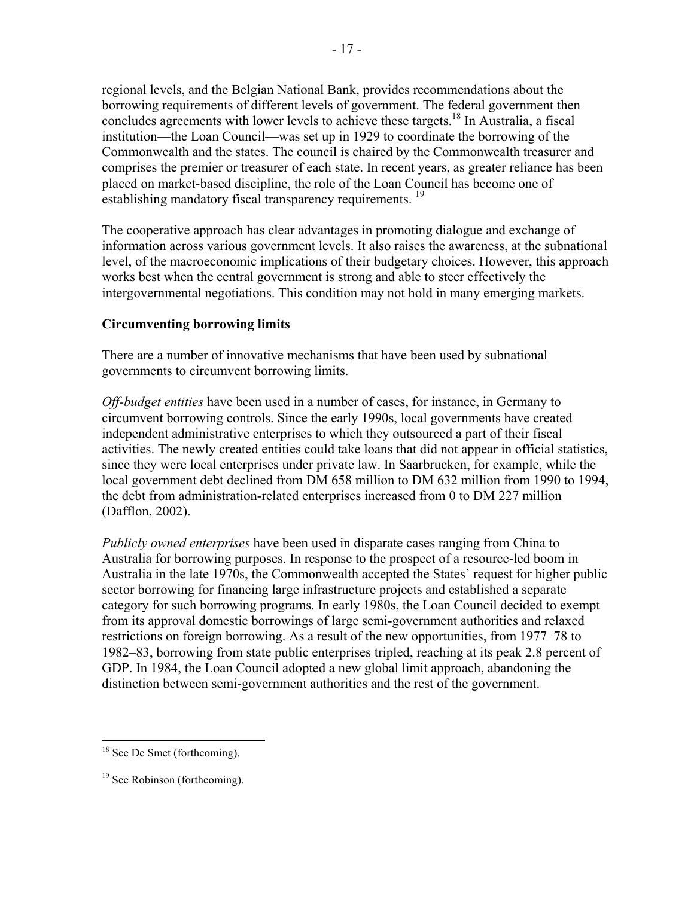regional levels, and the Belgian National Bank, provides recommendations about the borrowing requirements of different levels of government. The federal government then concludes agreements with lower levels to achieve these targets.[18] In Australia, a fiscal institution—the Loan Council—was set up in 1929 to coordinate the borrowing of the Commonwealth and the states. The council is chaired by the Commonwealth treasurer and comprises the premier or treasurer of each state. In recent years, as greater reliance has been placed on market-based discipline, the role of the Loan Council has become one of establishing mandatory fiscal transparency requirements.[19]

The cooperative approach has clear advantages in promoting dialogue and exchange of information across various government levels. It also raises the awareness, at the subnational level, of the macroeconomic implications of their budgetary choices. However, this approach works best when the central government is strong and able to steer effectively the intergovernmental negotiations. This condition may not hold in many emerging markets.

**Circumventing borrowing limits**

There are a number of innovative mechanisms that have been used by subnational governments to circumvent borrowing limits.

*Off-budget entities* have been used in a number of cases, for instance, in Germany to circumvent borrowing controls. Since the early 1990s, local governments have created independent administrative enterprises to which they outsourced a part of their fiscal activities. The newly created entities could take loans that did not appear in official statistics, since they were local enterprises under private law. In Saarbrucken, for example, while the local government debt declined from DM 658 million to DM 632 million from 1990 to 1994, the debt from administration-related enterprises increased from 0 to DM 227 million (Dafflon, 2002).

*Publicly owned enterprises* have been used in disparate cases ranging from China to Australia for borrowing purposes. In response to the prospect of a resource-led boom in Australia in the late 1970s, the Commonwealth accepted the States' request for higher public sector borrowing for financing large infrastructure projects and established a separate category for such borrowing programs. In early 1980s, the Loan Council decided to exempt from its approval domestic borrowings of large semi-government authorities and relaxed restrictions on foreign borrowing. As a result of the new opportunities, from 1977–78 to 1982–83, borrowing from state public enterprises tripled, reaching at its peak 2.8 percent of GDP. In 1984, the Loan Council adopted a new global limit approach, abandoning the distinction between semi-government authorities and the rest of the government.

---

[18] See De Smet (forthcoming).

[19] See Robinson (forthcoming).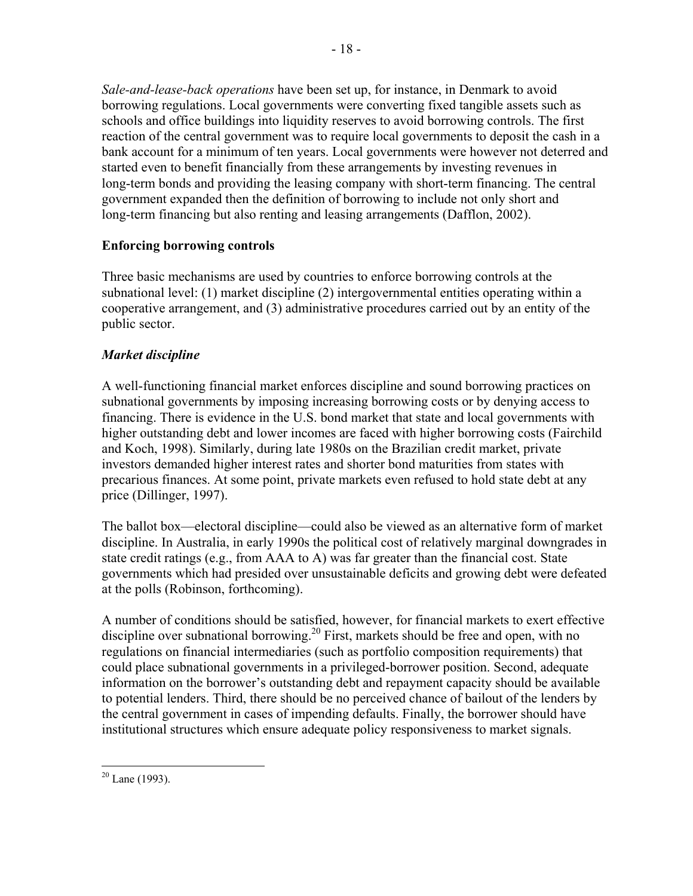*Sale-and-lease-back operations* have been set up, for instance, in Denmark to avoid borrowing regulations. Local governments were converting fixed tangible assets such as schools and office buildings into liquidity reserves to avoid borrowing controls. The first reaction of the central government was to require local governments to deposit the cash in a bank account for a minimum of ten years. Local governments were however not deterred and started even to benefit financially from these arrangements by investing revenues in long-term bonds and providing the leasing company with short-term financing. The central government expanded then the definition of borrowing to include not only short and long-term financing but also renting and leasing arrangements (Dafflon, 2002).

**Enforcing borrowing controls**

Three basic mechanisms are used by countries to enforce borrowing controls at the subnational level: (1) market discipline (2) intergovernmental entities operating within a cooperative arrangement, and (3) administrative procedures carried out by an entity of the public sector.

***Market discipline***

A well-functioning financial market enforces discipline and sound borrowing practices on subnational governments by imposing increasing borrowing costs or by denying access to financing. There is evidence in the U.S. bond market that state and local governments with higher outstanding debt and lower incomes are faced with higher borrowing costs (Fairchild and Koch, 1998). Similarly, during late 1980s on the Brazilian credit market, private investors demanded higher interest rates and shorter bond maturities from states with precarious finances. At some point, private markets even refused to hold state debt at any price (Dillinger, 1997).

The ballot box—electoral discipline—could also be viewed as an alternative form of market discipline. In Australia, in early 1990s the political cost of relatively marginal downgrades in state credit ratings (e.g., from AAA to A) was far greater than the financial cost. State governments which had presided over unsustainable deficits and growing debt were defeated at the polls (Robinson, forthcoming).

A number of conditions should be satisfied, however, for financial markets to exert effective discipline over subnational borrowing.[20] First, markets should be free and open, with no regulations on financial intermediaries (such as portfolio composition requirements) that could place subnational governments in a privileged-borrower position. Second, adequate information on the borrower's outstanding debt and repayment capacity should be available to potential lenders. Third, there should be no perceived chance of bailout of the lenders by the central government in cases of impending defaults. Finally, the borrower should have institutional structures which ensure adequate policy responsiveness to market signals.

[20] Lane (1993).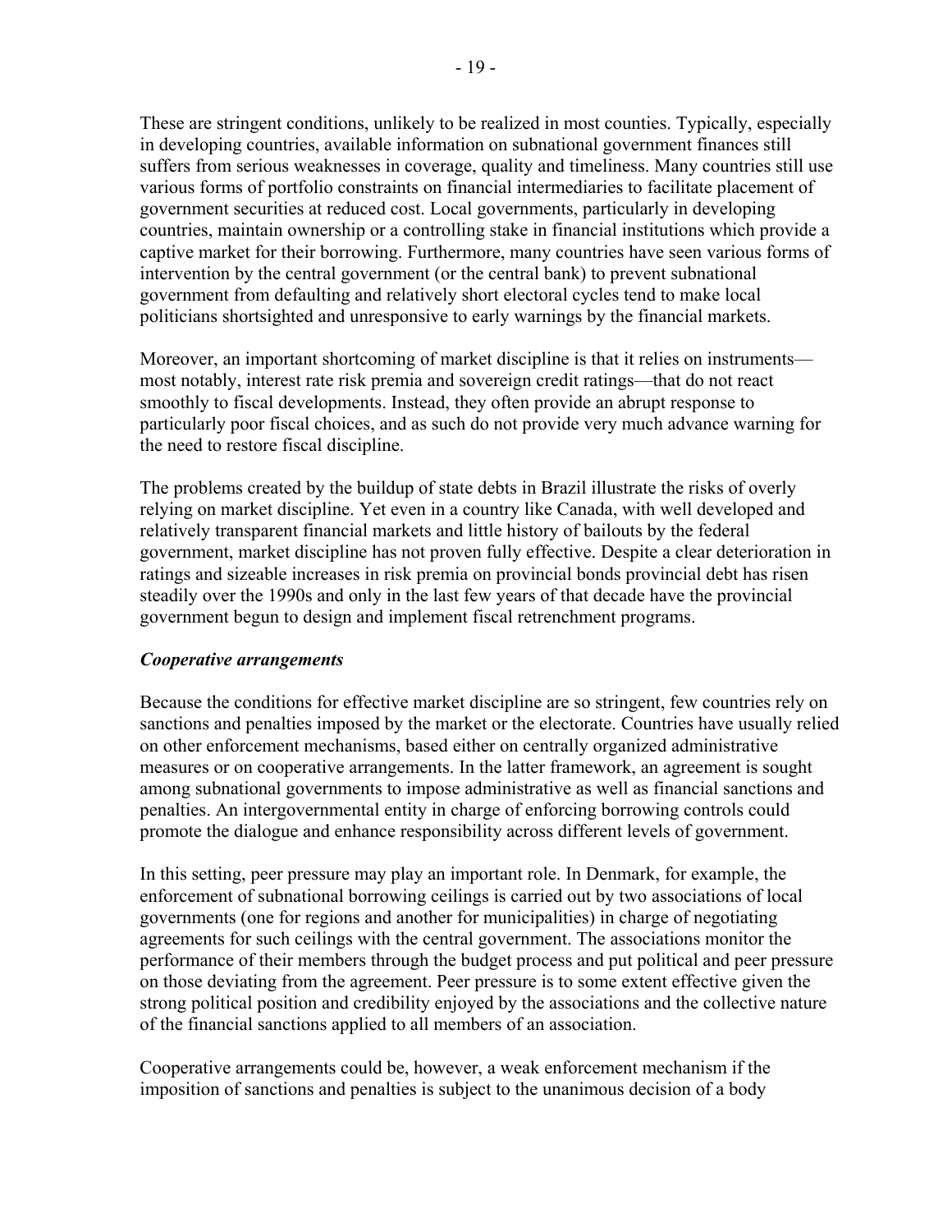These are stringent conditions, unlikely to be realized in most counties. Typically, especially in developing countries, available information on subnational government finances still suffers from serious weaknesses in coverage, quality and timeliness. Many countries still use various forms of portfolio constraints on financial intermediaries to facilitate placement of government securities at reduced cost. Local governments, particularly in developing countries, maintain ownership or a controlling stake in financial institutions which provide a captive market for their borrowing. Furthermore, many countries have seen various forms of intervention by the central government (or the central bank) to prevent subnational government from defaulting and relatively short electoral cycles tend to make local politicians shortsighted and unresponsive to early warnings by the financial markets.

Moreover, an important shortcoming of market discipline is that it relies on instruments—most notably, interest rate risk premia and sovereign credit ratings—that do not react smoothly to fiscal developments. Instead, they often provide an abrupt response to particularly poor fiscal choices, and as such do not provide very much advance warning for the need to restore fiscal discipline.

The problems created by the buildup of state debts in Brazil illustrate the risks of overly relying on market discipline. Yet even in a country like Canada, with well developed and relatively transparent financial markets and little history of bailouts by the federal government, market discipline has not proven fully effective. Despite a clear deterioration in ratings and sizeable increases in risk premia on provincial bonds provincial debt has risen steadily over the 1990s and only in the last few years of that decade have the provincial government begun to design and implement fiscal retrenchment programs.

***Cooperative arrangements***

Because the conditions for effective market discipline are so stringent, few countries rely on sanctions and penalties imposed by the market or the electorate. Countries have usually relied on other enforcement mechanisms, based either on centrally organized administrative measures or on cooperative arrangements. In the latter framework, an agreement is sought among subnational governments to impose administrative as well as financial sanctions and penalties. An intergovernmental entity in charge of enforcing borrowing controls could promote the dialogue and enhance responsibility across different levels of government.

In this setting, peer pressure may play an important role. In Denmark, for example, the enforcement of subnational borrowing ceilings is carried out by two associations of local governments (one for regions and another for municipalities) in charge of negotiating agreements for such ceilings with the central government. The associations monitor the performance of their members through the budget process and put political and peer pressure on those deviating from the agreement. Peer pressure is to some extent effective given the strong political position and credibility enjoyed by the associations and the collective nature of the financial sanctions applied to all members of an association.

Cooperative arrangements could be, however, a weak enforcement mechanism if the imposition of sanctions and penalties is subject to the unanimous decision of a body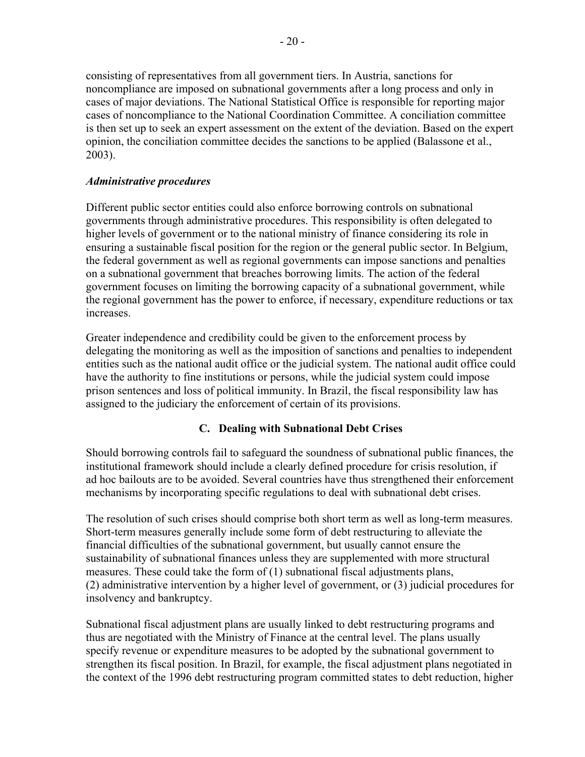consisting of representatives from all government tiers. In Austria, sanctions for noncompliance are imposed on subnational governments after a long process and only in cases of major deviations. The National Statistical Office is responsible for reporting major cases of noncompliance to the National Coordination Committee. A conciliation committee is then set up to seek an expert assessment on the extent of the deviation. Based on the expert opinion, the conciliation committee decides the sanctions to be applied (Balassone et al., 2003).

***Administrative procedures***

Different public sector entities could also enforce borrowing controls on subnational governments through administrative procedures. This responsibility is often delegated to higher levels of government or to the national ministry of finance considering its role in ensuring a sustainable fiscal position for the region or the general public sector. In Belgium, the federal government as well as regional governments can impose sanctions and penalties on a subnational government that breaches borrowing limits. The action of the federal government focuses on limiting the borrowing capacity of a subnational government, while the regional government has the power to enforce, if necessary, expenditure reductions or tax increases.

Greater independence and credibility could be given to the enforcement process by delegating the monitoring as well as the imposition of sanctions and penalties to independent entities such as the national audit office or the judicial system. The national audit office could have the authority to fine institutions or persons, while the judicial system could impose prison sentences and loss of political immunity. In Brazil, the fiscal responsibility law has assigned to the judiciary the enforcement of certain of its provisions.

## C. Dealing with Subnational Debt Crises

Should borrowing controls fail to safeguard the soundness of subnational public finances, the institutional framework should include a clearly defined procedure for crisis resolution, if ad hoc bailouts are to be avoided. Several countries have thus strengthened their enforcement mechanisms by incorporating specific regulations to deal with subnational debt crises.

The resolution of such crises should comprise both short term as well as long-term measures. Short-term measures generally include some form of debt restructuring to alleviate the financial difficulties of the subnational government, but usually cannot ensure the sustainability of subnational finances unless they are supplemented with more structural measures. These could take the form of (1) subnational fiscal adjustments plans, (2) administrative intervention by a higher level of government, or (3) judicial procedures for insolvency and bankruptcy.

Subnational fiscal adjustment plans are usually linked to debt restructuring programs and thus are negotiated with the Ministry of Finance at the central level. The plans usually specify revenue or expenditure measures to be adopted by the subnational government to strengthen its fiscal position. In Brazil, for example, the fiscal adjustment plans negotiated in the context of the 1996 debt restructuring program committed states to debt reduction, higher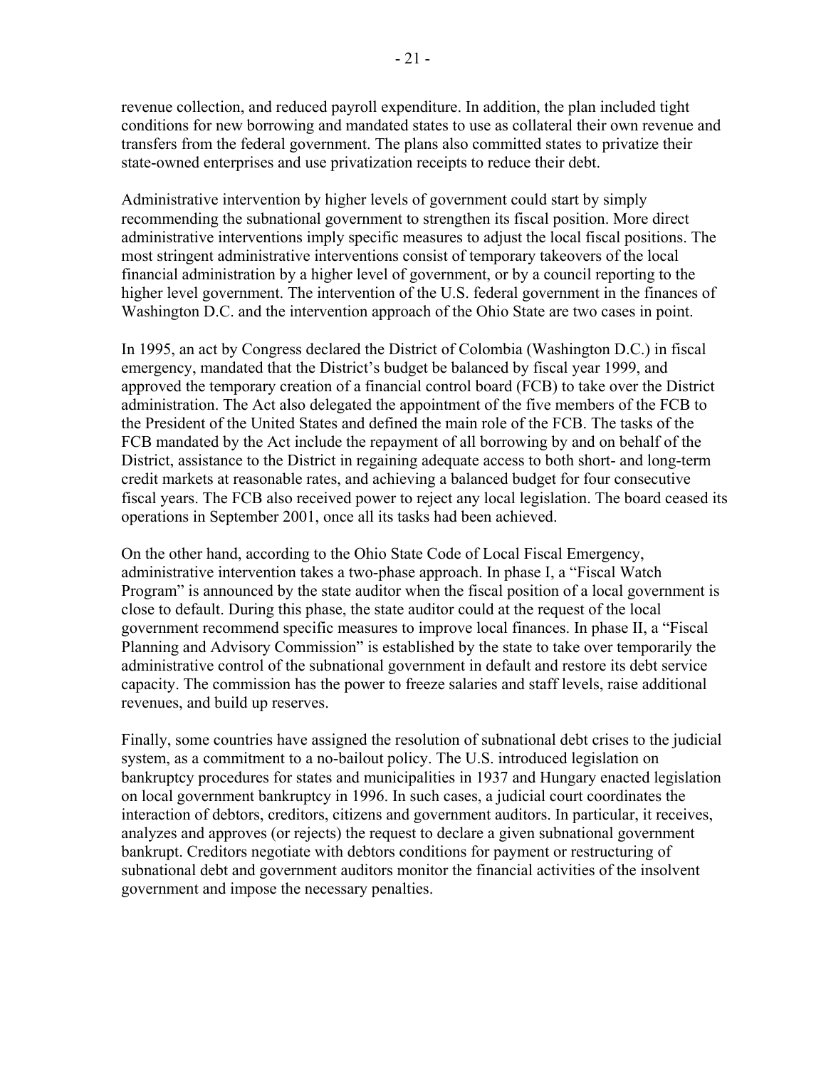revenue collection, and reduced payroll expenditure. In addition, the plan included tight conditions for new borrowing and mandated states to use as collateral their own revenue and transfers from the federal government. The plans also committed states to privatize their state-owned enterprises and use privatization receipts to reduce their debt.

Administrative intervention by higher levels of government could start by simply recommending the subnational government to strengthen its fiscal position. More direct administrative interventions imply specific measures to adjust the local fiscal positions. The most stringent administrative interventions consist of temporary takeovers of the local financial administration by a higher level of government, or by a council reporting to the higher level government. The intervention of the U.S. federal government in the finances of Washington D.C. and the intervention approach of the Ohio State are two cases in point.

In 1995, an act by Congress declared the District of Colombia (Washington D.C.) in fiscal emergency, mandated that the District's budget be balanced by fiscal year 1999, and approved the temporary creation of a financial control board (FCB) to take over the District administration. The Act also delegated the appointment of the five members of the FCB to the President of the United States and defined the main role of the FCB. The tasks of the FCB mandated by the Act include the repayment of all borrowing by and on behalf of the District, assistance to the District in regaining adequate access to both short- and long-term credit markets at reasonable rates, and achieving a balanced budget for four consecutive fiscal years. The FCB also received power to reject any local legislation. The board ceased its operations in September 2001, once all its tasks had been achieved.

On the other hand, according to the Ohio State Code of Local Fiscal Emergency, administrative intervention takes a two-phase approach. In phase I, a "Fiscal Watch Program" is announced by the state auditor when the fiscal position of a local government is close to default. During this phase, the state auditor could at the request of the local government recommend specific measures to improve local finances. In phase II, a "Fiscal Planning and Advisory Commission" is established by the state to take over temporarily the administrative control of the subnational government in default and restore its debt service capacity. The commission has the power to freeze salaries and staff levels, raise additional revenues, and build up reserves.

Finally, some countries have assigned the resolution of subnational debt crises to the judicial system, as a commitment to a no-bailout policy. The U.S. introduced legislation on bankruptcy procedures for states and municipalities in 1937 and Hungary enacted legislation on local government bankruptcy in 1996. In such cases, a judicial court coordinates the interaction of debtors, creditors, citizens and government auditors. In particular, it receives, analyzes and approves (or rejects) the request to declare a given subnational government bankrupt. Creditors negotiate with debtors conditions for payment or restructuring of subnational debt and government auditors monitor the financial activities of the insolvent government and impose the necessary penalties.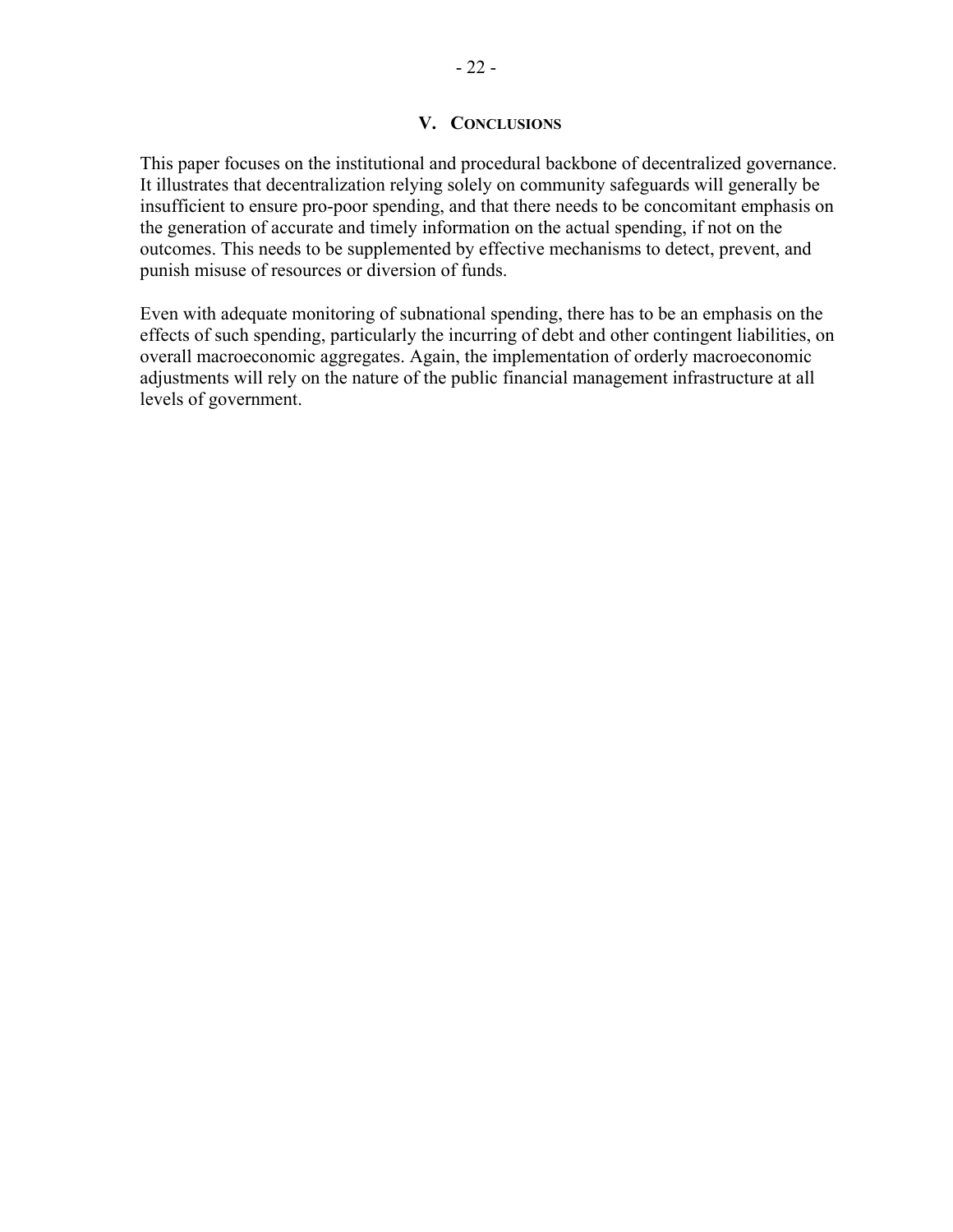## V. Conclusions

This paper focuses on the institutional and procedural backbone of decentralized governance. It illustrates that decentralization relying solely on community safeguards will generally be insufficient to ensure pro-poor spending, and that there needs to be concomitant emphasis on the generation of accurate and timely information on the actual spending, if not on the outcomes. This needs to be supplemented by effective mechanisms to detect, prevent, and punish misuse of resources or diversion of funds.

Even with adequate monitoring of subnational spending, there has to be an emphasis on the effects of such spending, particularly the incurring of debt and other contingent liabilities, on overall macroeconomic aggregates. Again, the implementation of orderly macroeconomic adjustments will rely on the nature of the public financial management infrastructure at all levels of government.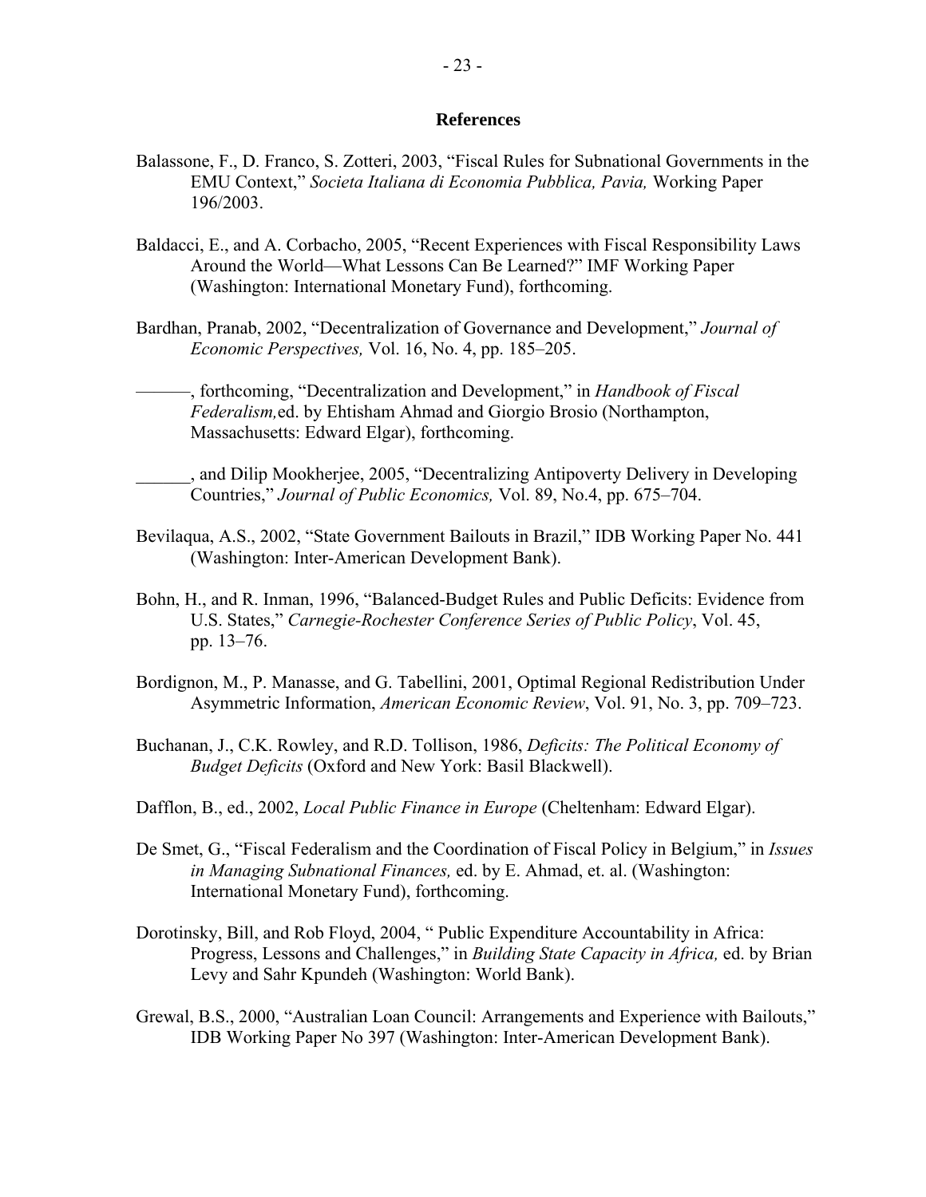## References

Balassone, F., D. Franco, S. Zotteri, 2003, "Fiscal Rules for Subnational Governments in the EMU Context," *Societa Italiana di Economia Pubblica, Pavia,* Working Paper 196/2003.

Baldacci, E., and A. Corbacho, 2005, "Recent Experiences with Fiscal Responsibility Laws Around the World—What Lessons Can Be Learned?" IMF Working Paper (Washington: International Monetary Fund), forthcoming.

Bardhan, Pranab, 2002, "Decentralization of Governance and Development," *Journal of Economic Perspectives,* Vol. 16, No. 4, pp. 185–205.

———, forthcoming, "Decentralization and Development," in *Handbook of Fiscal Federalism,* ed. by Ehtisham Ahmad and Giorgio Brosio (Northampton, Massachusetts: Edward Elgar), forthcoming.

______, and Dilip Mookherjee, 2005, "Decentralizing Antipoverty Delivery in Developing Countries," *Journal of Public Economics,* Vol. 89, No.4, pp. 675–704.

Bevilaqua, A.S., 2002, "State Government Bailouts in Brazil," IDB Working Paper No. 441 (Washington: Inter-American Development Bank).

Bohn, H., and R. Inman, 1996, "Balanced-Budget Rules and Public Deficits: Evidence from U.S. States," *Carnegie-Rochester Conference Series of Public Policy*, Vol. 45, pp. 13–76.

Bordignon, M., P. Manasse, and G. Tabellini, 2001, Optimal Regional Redistribution Under Asymmetric Information, *American Economic Review*, Vol. 91, No. 3, pp. 709–723.

Buchanan, J., C.K. Rowley, and R.D. Tollison, 1986, *Deficits: The Political Economy of Budget Deficits* (Oxford and New York: Basil Blackwell).

Dafflon, B., ed., 2002, *Local Public Finance in Europe* (Cheltenham: Edward Elgar).

De Smet, G., "Fiscal Federalism and the Coordination of Fiscal Policy in Belgium," in *Issues in Managing Subnational Finances,* ed. by E. Ahmad, et. al. (Washington: International Monetary Fund), forthcoming.

Dorotinsky, Bill, and Rob Floyd, 2004, " Public Expenditure Accountability in Africa: Progress, Lessons and Challenges," in *Building State Capacity in Africa,* ed. by Brian Levy and Sahr Kpundeh (Washington: World Bank).

Grewal, B.S., 2000, "Australian Loan Council: Arrangements and Experience with Bailouts," IDB Working Paper No 397 (Washington: Inter-American Development Bank).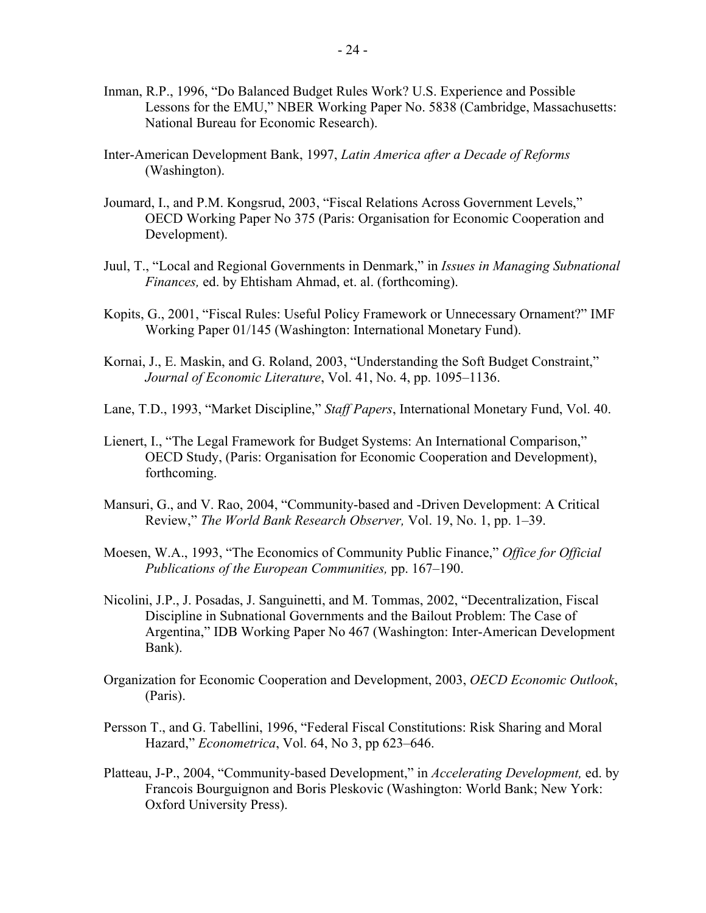Inman, R.P., 1996, "Do Balanced Budget Rules Work? U.S. Experience and Possible Lessons for the EMU," NBER Working Paper No. 5838 (Cambridge, Massachusetts: National Bureau for Economic Research).

Inter-American Development Bank, 1997, *Latin America after a Decade of Reforms* (Washington).

Joumard, I., and P.M. Kongsrud, 2003, "Fiscal Relations Across Government Levels," OECD Working Paper No 375 (Paris: Organisation for Economic Cooperation and Development).

Juul, T., "Local and Regional Governments in Denmark," in *Issues in Managing Subnational Finances,* ed. by Ehtisham Ahmad, et. al. (forthcoming).

Kopits, G., 2001, "Fiscal Rules: Useful Policy Framework or Unnecessary Ornament?" IMF Working Paper 01/145 (Washington: International Monetary Fund).

Kornai, J., E. Maskin, and G. Roland, 2003, "Understanding the Soft Budget Constraint," *Journal of Economic Literature*, Vol. 41, No. 4, pp. 1095–1136.

Lane, T.D., 1993, "Market Discipline," *Staff Papers*, International Monetary Fund, Vol. 40.

Lienert, I., "The Legal Framework for Budget Systems: An International Comparison," OECD Study, (Paris: Organisation for Economic Cooperation and Development), forthcoming.

Mansuri, G., and V. Rao, 2004, "Community-based and -Driven Development: A Critical Review," *The World Bank Research Observer,* Vol. 19, No. 1, pp. 1–39.

Moesen, W.A., 1993, "The Economics of Community Public Finance," *Office for Official Publications of the European Communities,* pp. 167–190.

Nicolini, J.P., J. Posadas, J. Sanguinetti, and M. Tommas, 2002, "Decentralization, Fiscal Discipline in Subnational Governments and the Bailout Problem: The Case of Argentina," IDB Working Paper No 467 (Washington: Inter-American Development Bank).

Organization for Economic Cooperation and Development, 2003, *OECD Economic Outlook*, (Paris).

Persson T., and G. Tabellini, 1996, "Federal Fiscal Constitutions: Risk Sharing and Moral Hazard," *Econometrica*, Vol. 64, No 3, pp 623–646.

Platteau, J-P., 2004, "Community-based Development," in *Accelerating Development,* ed. by Francois Bourguignon and Boris Pleskovic (Washington: World Bank; New York: Oxford University Press).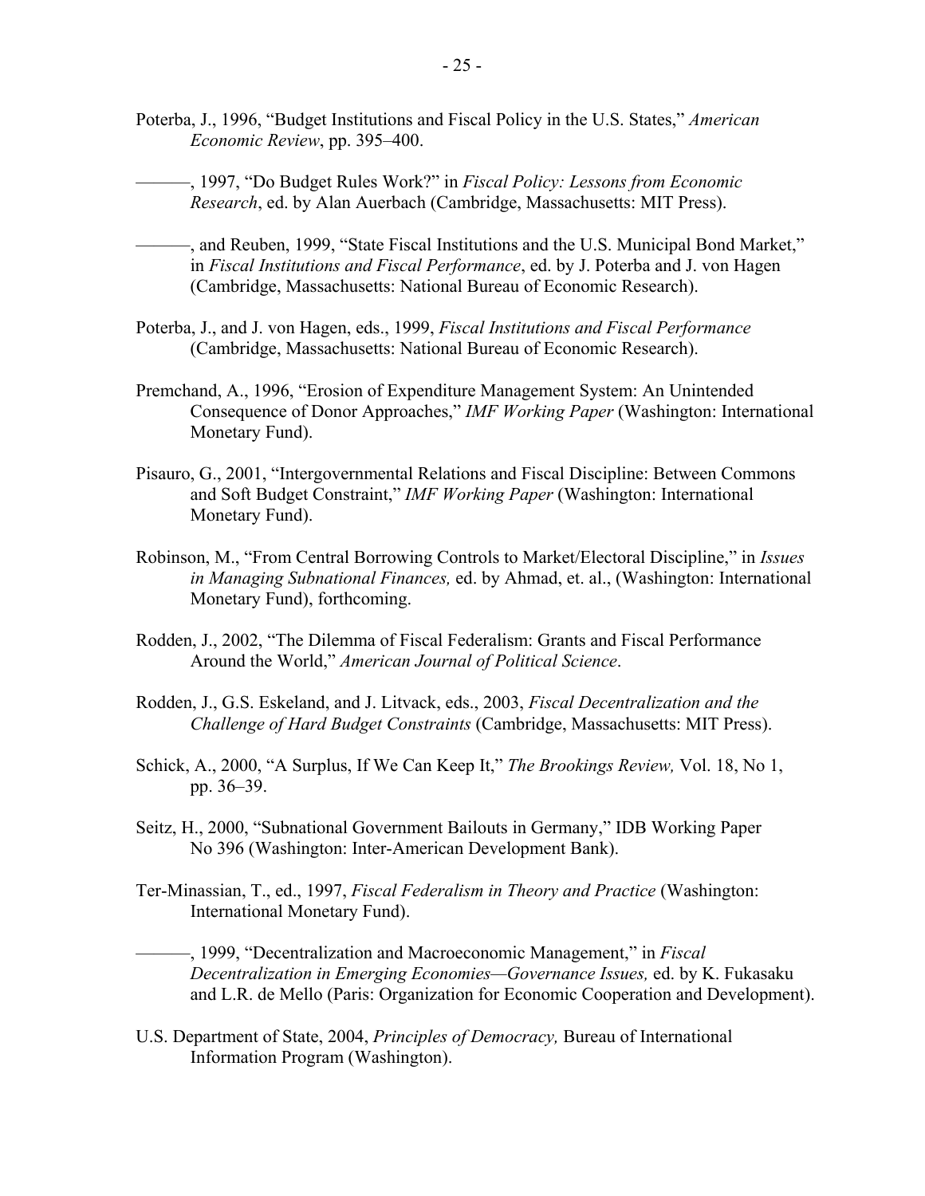Poterba, J., 1996, "Budget Institutions and Fiscal Policy in the U.S. States," *American Economic Review*, pp. 395–400.

———, 1997, "Do Budget Rules Work?" in *Fiscal Policy: Lessons from Economic Research*, ed. by Alan Auerbach (Cambridge, Massachusetts: MIT Press).

———, and Reuben, 1999, "State Fiscal Institutions and the U.S. Municipal Bond Market," in *Fiscal Institutions and Fiscal Performance*, ed. by J. Poterba and J. von Hagen (Cambridge, Massachusetts: National Bureau of Economic Research).

Poterba, J., and J. von Hagen, eds., 1999, *Fiscal Institutions and Fiscal Performance* (Cambridge, Massachusetts: National Bureau of Economic Research).

Premchand, A., 1996, "Erosion of Expenditure Management System: An Unintended Consequence of Donor Approaches," *IMF Working Paper* (Washington: International Monetary Fund).

Pisauro, G., 2001, "Intergovernmental Relations and Fiscal Discipline: Between Commons and Soft Budget Constraint," *IMF Working Paper* (Washington: International Monetary Fund).

Robinson, M., "From Central Borrowing Controls to Market/Electoral Discipline," in *Issues in Managing Subnational Finances,* ed. by Ahmad, et. al., (Washington: International Monetary Fund), forthcoming.

Rodden, J., 2002, "The Dilemma of Fiscal Federalism: Grants and Fiscal Performance Around the World," *American Journal of Political Science*.

Rodden, J., G.S. Eskeland, and J. Litvack, eds., 2003, *Fiscal Decentralization and the Challenge of Hard Budget Constraints* (Cambridge, Massachusetts: MIT Press).

Schick, A., 2000, "A Surplus, If We Can Keep It," *The Brookings Review,* Vol. 18, No 1, pp. 36–39.

Seitz, H., 2000, "Subnational Government Bailouts in Germany," IDB Working Paper No 396 (Washington: Inter-American Development Bank).

Ter-Minassian, T., ed., 1997, *Fiscal Federalism in Theory and Practice* (Washington: International Monetary Fund).

———, 1999, "Decentralization and Macroeconomic Management," in *Fiscal Decentralization in Emerging Economies—Governance Issues,* ed. by K. Fukasaku and L.R. de Mello (Paris: Organization for Economic Cooperation and Development).

U.S. Department of State, 2004, *Principles of Democracy,* Bureau of International Information Program (Washington).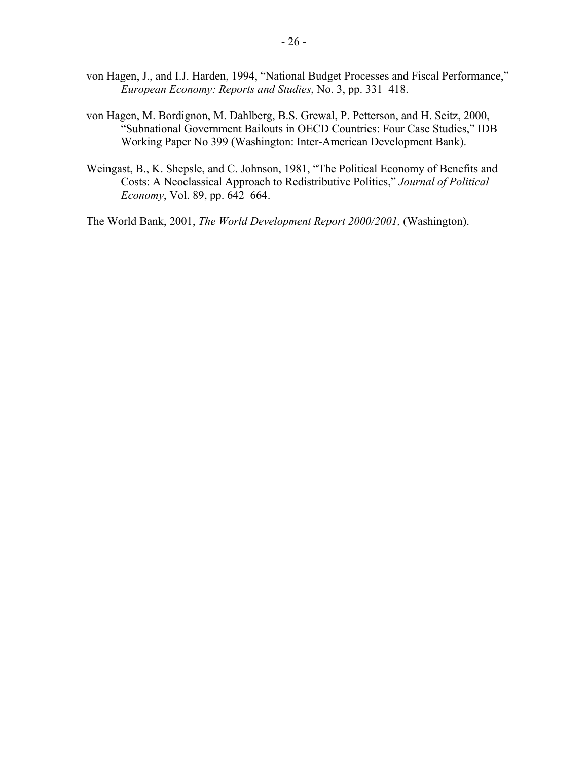von Hagen, J., and I.J. Harden, 1994, "National Budget Processes and Fiscal Performance," *European Economy: Reports and Studies*, No. 3, pp. 331–418.

von Hagen, M. Bordignon, M. Dahlberg, B.S. Grewal, P. Petterson, and H. Seitz, 2000, "Subnational Government Bailouts in OECD Countries: Four Case Studies," IDB Working Paper No 399 (Washington: Inter-American Development Bank).

Weingast, B., K. Shepsle, and C. Johnson, 1981, "The Political Economy of Benefits and Costs: A Neoclassical Approach to Redistributive Politics," *Journal of Political Economy*, Vol. 89, pp. 642–664.

The World Bank, 2001, *The World Development Report 2000/2001,* (Washington).